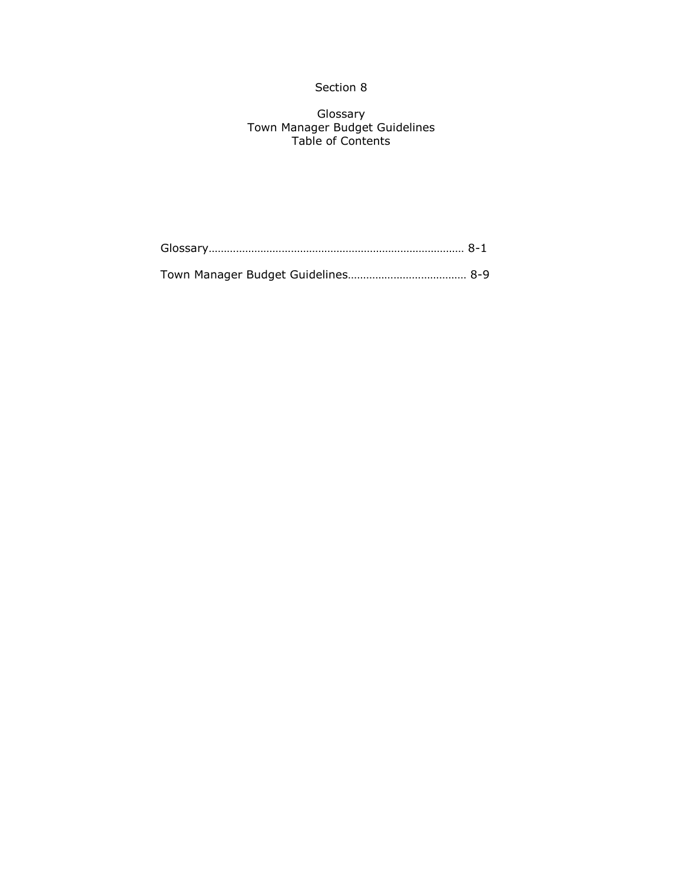# Section 8

## Glossary
## Town Manager Budget Guidelines
## Table of Contents

Glossary……………………………………………………………………… 8-1

Town Manager Budget Guidelines………………………………… 8-9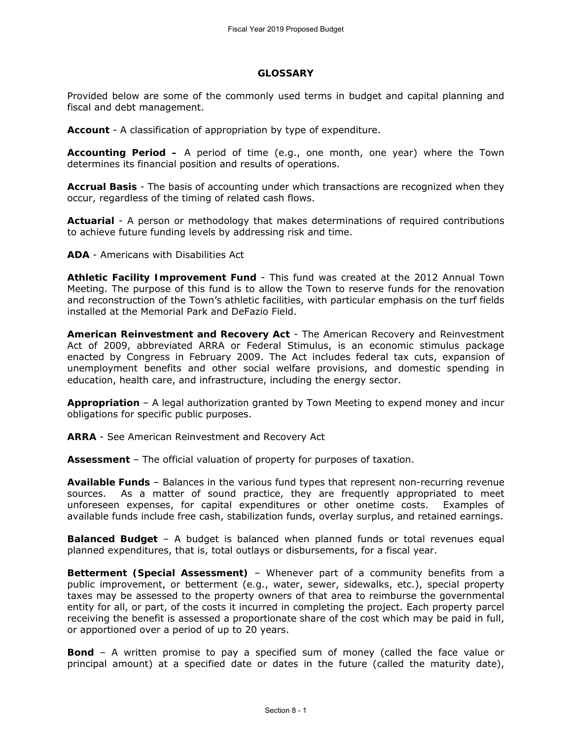# GLOSSARY

Provided below are some of the commonly used terms in budget and capital planning and fiscal and debt management.

**Account** - A classification of appropriation by type of expenditure.

**Accounting Period –** A period of time (e.g., one month, one year) where the Town determines its financial position and results of operations.

**Accrual Basis** - The basis of accounting under which transactions are recognized when they occur, regardless of the timing of related cash flows.

**Actuarial** - A person or methodology that makes determinations of required contributions to achieve future funding levels by addressing risk and time.

**ADA** - Americans with Disabilities Act

**Athletic Facility Improvement Fund** - This fund was created at the 2012 Annual Town Meeting. The purpose of this fund is to allow the Town to reserve funds for the renovation and reconstruction of the Town's athletic facilities, with particular emphasis on the turf fields installed at the Memorial Park and DeFazio Field.

**American Reinvestment and Recovery Act** - The American Recovery and Reinvestment Act of 2009, abbreviated ARRA or Federal Stimulus, is an economic stimulus package enacted by Congress in February 2009. The Act includes federal tax cuts, expansion of unemployment benefits and other social welfare provisions, and domestic spending in education, health care, and infrastructure, including the energy sector.

**Appropriation** – A legal authorization granted by Town Meeting to expend money and incur obligations for specific public purposes.

**ARRA** - See American Reinvestment and Recovery Act

**Assessment** – The official valuation of property for purposes of taxation.

**Available Funds** – Balances in the various fund types that represent non-recurring revenue sources. As a matter of sound practice, they are frequently appropriated to meet unforeseen expenses, for capital expenditures or other onetime costs. Examples of available funds include free cash, stabilization funds, overlay surplus, and retained earnings.

**Balanced Budget** – A budget is balanced when planned funds or total revenues equal planned expenditures, that is, total outlays or disbursements, for a fiscal year.

**Betterment (Special Assessment)** – Whenever part of a community benefits from a public improvement, or betterment (e.g., water, sewer, sidewalks, etc.), special property taxes may be assessed to the property owners of that area to reimburse the governmental entity for all, or part, of the costs it incurred in completing the project. Each property parcel receiving the benefit is assessed a proportionate share of the cost which may be paid in full, or apportioned over a period of up to 20 years.

**Bond** – A written promise to pay a specified sum of money (called the face value or principal amount) at a specified date or dates in the future (called the maturity date),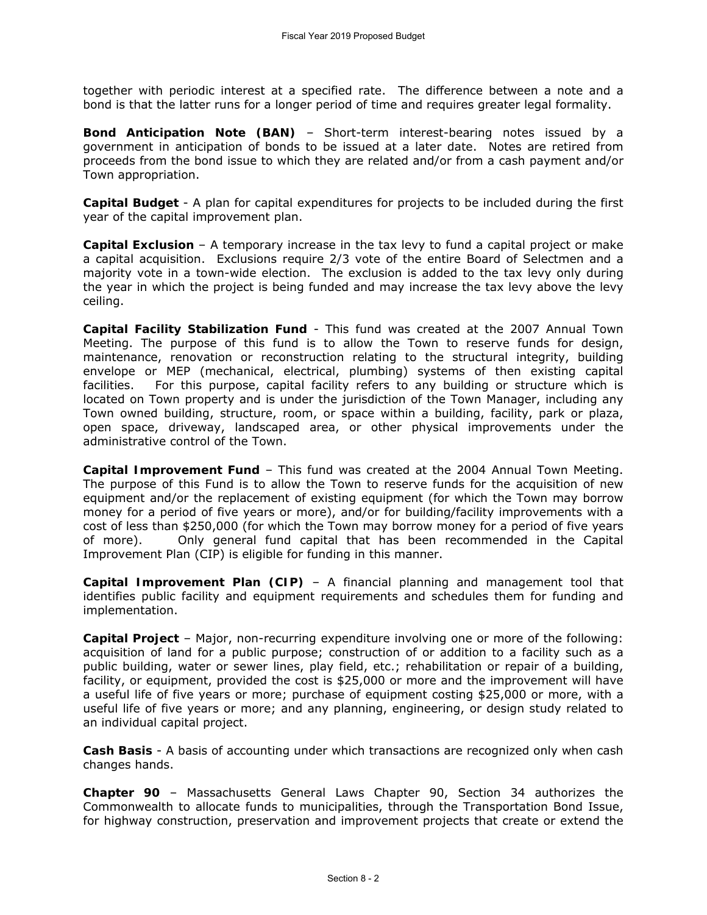together with periodic interest at a specified rate. The difference between a note and a bond is that the latter runs for a longer period of time and requires greater legal formality.

**Bond Anticipation Note (BAN)** – Short-term interest-bearing notes issued by a government in anticipation of bonds to be issued at a later date. Notes are retired from proceeds from the bond issue to which they are related and/or from a cash payment and/or Town appropriation.

**Capital Budget** - A plan for capital expenditures for projects to be included during the first year of the capital improvement plan.

**Capital Exclusion** – A temporary increase in the tax levy to fund a capital project or make a capital acquisition. Exclusions require 2/3 vote of the entire Board of Selectmen and a majority vote in a town-wide election. The exclusion is added to the tax levy only during the year in which the project is being funded and may increase the tax levy above the levy ceiling.

**Capital Facility Stabilization Fund** - This fund was created at the 2007 Annual Town Meeting. The purpose of this fund is to allow the Town to reserve funds for design, maintenance, renovation or reconstruction relating to the structural integrity, building envelope or MEP (mechanical, electrical, plumbing) systems of then existing capital facilities. For this purpose, capital facility refers to any building or structure which is located on Town property and is under the jurisdiction of the Town Manager, including any Town owned building, structure, room, or space within a building, facility, park or plaza, open space, driveway, landscaped area, or other physical improvements under the administrative control of the Town.

**Capital Improvement Fund** – This fund was created at the 2004 Annual Town Meeting. The purpose of this Fund is to allow the Town to reserve funds for the acquisition of new equipment and/or the replacement of existing equipment (for which the Town may borrow money for a period of five years or more), and/or for building/facility improvements with a cost of less than $250,000 (for which the Town may borrow money for a period of five years of more). Only general fund capital that has been recommended in the Capital Improvement Plan (CIP) is eligible for funding in this manner.

**Capital Improvement Plan (CIP)** – A financial planning and management tool that identifies public facility and equipment requirements and schedules them for funding and implementation.

**Capital Project** – Major, non-recurring expenditure involving one or more of the following: acquisition of land for a public purpose; construction of or addition to a facility such as a public building, water or sewer lines, play field, etc.; rehabilitation or repair of a building, facility, or equipment, provided the cost is $25,000 or more and the improvement will have a useful life of five years or more; purchase of equipment costing $25,000 or more, with a useful life of five years or more; and any planning, engineering, or design study related to an individual capital project.

**Cash Basis** - A basis of accounting under which transactions are recognized only when cash changes hands.

**Chapter 90** – Massachusetts General Laws Chapter 90, Section 34 authorizes the Commonwealth to allocate funds to municipalities, through the Transportation Bond Issue, for highway construction, preservation and improvement projects that create or extend the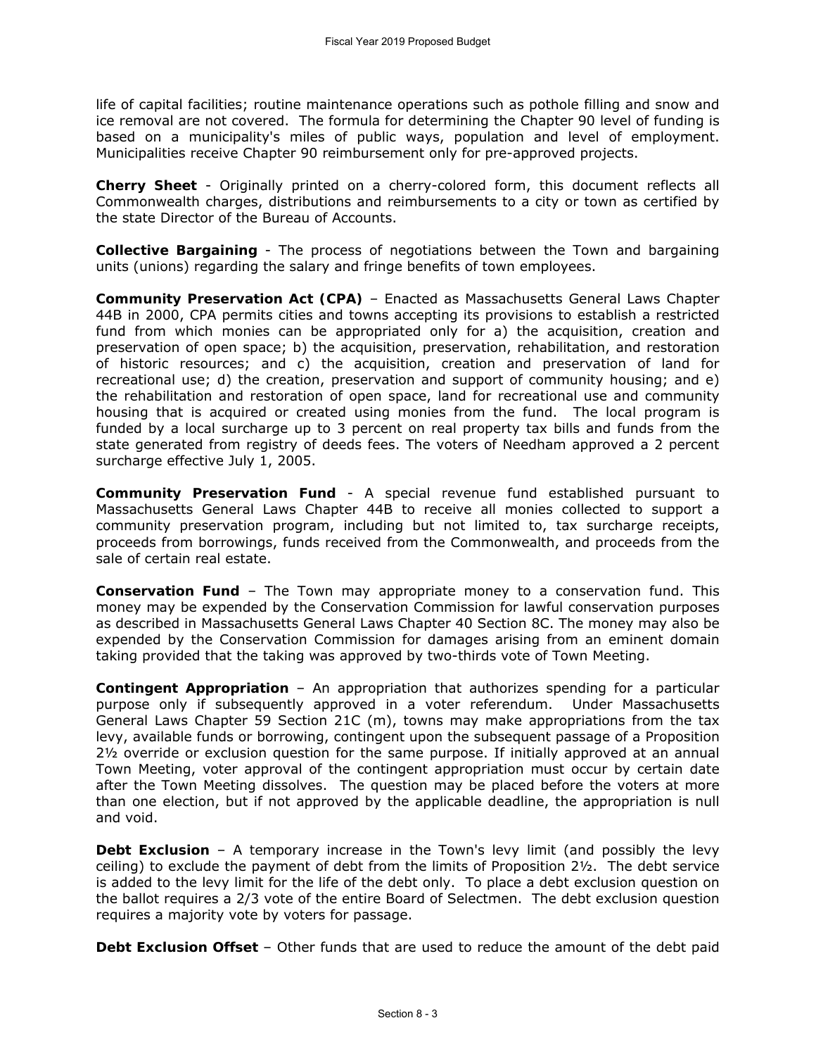life of capital facilities; routine maintenance operations such as pothole filling and snow and ice removal are not covered. The formula for determining the Chapter 90 level of funding is based on a municipality's miles of public ways, population and level of employment. Municipalities receive Chapter 90 reimbursement only for pre-approved projects.

**Cherry Sheet** - Originally printed on a cherry-colored form, this document reflects all Commonwealth charges, distributions and reimbursements to a city or town as certified by the state Director of the Bureau of Accounts.

**Collective Bargaining** - The process of negotiations between the Town and bargaining units (unions) regarding the salary and fringe benefits of town employees.

**Community Preservation Act (CPA)** – Enacted as Massachusetts General Laws Chapter 44B in 2000, CPA permits cities and towns accepting its provisions to establish a restricted fund from which monies can be appropriated only for a) the acquisition, creation and preservation of open space; b) the acquisition, preservation, rehabilitation, and restoration of historic resources; and c) the acquisition, creation and preservation of land for recreational use; d) the creation, preservation and support of community housing; and e) the rehabilitation and restoration of open space, land for recreational use and community housing that is acquired or created using monies from the fund. The local program is funded by a local surcharge up to 3 percent on real property tax bills and funds from the state generated from registry of deeds fees. The voters of Needham approved a 2 percent surcharge effective July 1, 2005.

**Community Preservation Fund** - A special revenue fund established pursuant to Massachusetts General Laws Chapter 44B to receive all monies collected to support a community preservation program, including but not limited to, tax surcharge receipts, proceeds from borrowings, funds received from the Commonwealth, and proceeds from the sale of certain real estate.

**Conservation Fund** – The Town may appropriate money to a conservation fund. This money may be expended by the Conservation Commission for lawful conservation purposes as described in Massachusetts General Laws Chapter 40 Section 8C. The money may also be expended by the Conservation Commission for damages arising from an eminent domain taking provided that the taking was approved by two-thirds vote of Town Meeting.

**Contingent Appropriation** – An appropriation that authorizes spending for a particular purpose only if subsequently approved in a voter referendum. Under Massachusetts General Laws Chapter 59 Section 21C (m), towns may make appropriations from the tax levy, available funds or borrowing, contingent upon the subsequent passage of a Proposition 2½ override or exclusion question for the same purpose. If initially approved at an annual Town Meeting, voter approval of the contingent appropriation must occur by certain date after the Town Meeting dissolves. The question may be placed before the voters at more than one election, but if not approved by the applicable deadline, the appropriation is null and void.

**Debt Exclusion** – A temporary increase in the Town's levy limit (and possibly the levy ceiling) to exclude the payment of debt from the limits of Proposition 2½. The debt service is added to the levy limit for the life of the debt only. To place a debt exclusion question on the ballot requires a 2/3 vote of the entire Board of Selectmen. The debt exclusion question requires a majority vote by voters for passage.

**Debt Exclusion Offset** – Other funds that are used to reduce the amount of the debt paid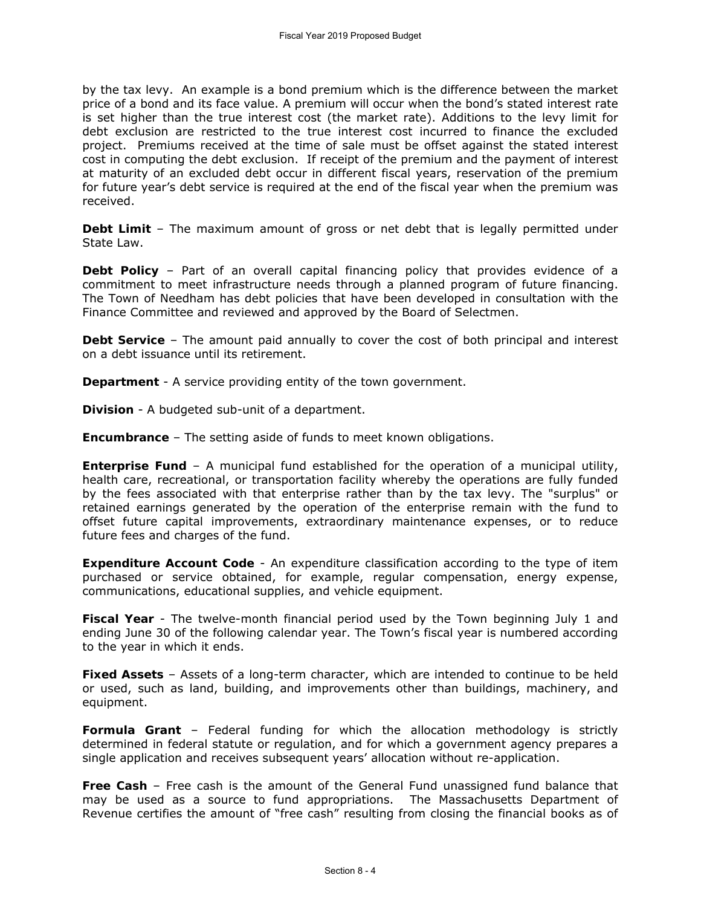by the tax levy. An example is a bond premium which is the difference between the market price of a bond and its face value. A premium will occur when the bond's stated interest rate is set higher than the true interest cost (the market rate). Additions to the levy limit for debt exclusion are restricted to the true interest cost incurred to finance the excluded project. Premiums received at the time of sale must be offset against the stated interest cost in computing the debt exclusion. If receipt of the premium and the payment of interest at maturity of an excluded debt occur in different fiscal years, reservation of the premium for future year's debt service is required at the end of the fiscal year when the premium was received.

**Debt Limit** – The maximum amount of gross or net debt that is legally permitted under State Law.

**Debt Policy** – Part of an overall capital financing policy that provides evidence of a commitment to meet infrastructure needs through a planned program of future financing. The Town of Needham has debt policies that have been developed in consultation with the Finance Committee and reviewed and approved by the Board of Selectmen.

**Debt Service** – The amount paid annually to cover the cost of both principal and interest on a debt issuance until its retirement.

**Department** - A service providing entity of the town government.

**Division** - A budgeted sub-unit of a department.

**Encumbrance** – The setting aside of funds to meet known obligations.

**Enterprise Fund** – A municipal fund established for the operation of a municipal utility, health care, recreational, or transportation facility whereby the operations are fully funded by the fees associated with that enterprise rather than by the tax levy. The "surplus" or retained earnings generated by the operation of the enterprise remain with the fund to offset future capital improvements, extraordinary maintenance expenses, or to reduce future fees and charges of the fund.

**Expenditure Account Code** - An expenditure classification according to the type of item purchased or service obtained, for example, regular compensation, energy expense, communications, educational supplies, and vehicle equipment.

**Fiscal Year** - The twelve-month financial period used by the Town beginning July 1 and ending June 30 of the following calendar year. The Town's fiscal year is numbered according to the year in which it ends.

**Fixed Assets** – Assets of a long-term character, which are intended to continue to be held or used, such as land, building, and improvements other than buildings, machinery, and equipment.

**Formula Grant** – Federal funding for which the allocation methodology is strictly determined in federal statute or regulation, and for which a government agency prepares a single application and receives subsequent years' allocation without re-application.

**Free Cash** – Free cash is the amount of the General Fund unassigned fund balance that may be used as a source to fund appropriations. The Massachusetts Department of Revenue certifies the amount of "free cash" resulting from closing the financial books as of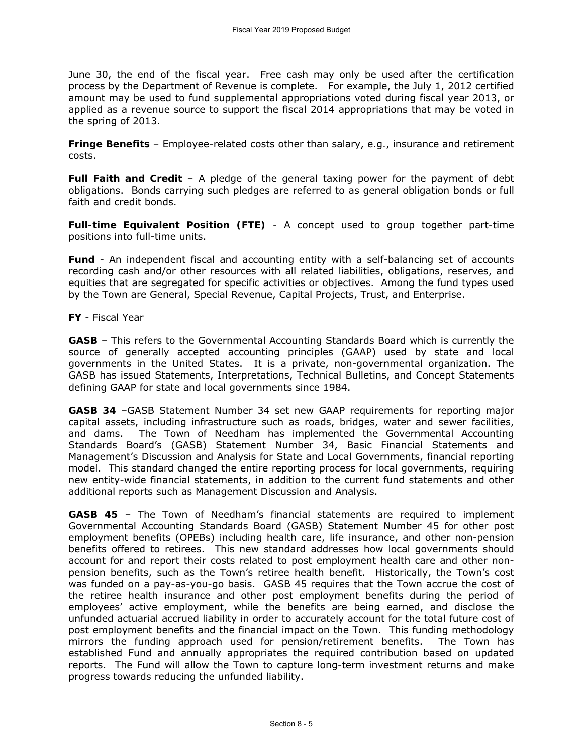June 30, the end of the fiscal year. Free cash may only be used after the certification process by the Department of Revenue is complete. For example, the July 1, 2012 certified amount may be used to fund supplemental appropriations voted during fiscal year 2013, or applied as a revenue source to support the fiscal 2014 appropriations that may be voted in the spring of 2013.

**Fringe Benefits** – Employee-related costs other than salary, e.g., insurance and retirement costs.

**Full Faith and Credit** – A pledge of the general taxing power for the payment of debt obligations. Bonds carrying such pledges are referred to as general obligation bonds or full faith and credit bonds.

**Full-time Equivalent Position (FTE)** - A concept used to group together part-time positions into full-time units.

**Fund** - An independent fiscal and accounting entity with a self-balancing set of accounts recording cash and/or other resources with all related liabilities, obligations, reserves, and equities that are segregated for specific activities or objectives. Among the fund types used by the Town are General, Special Revenue, Capital Projects, Trust, and Enterprise.

**FY** - Fiscal Year

**GASB** – This refers to the Governmental Accounting Standards Board which is currently the source of generally accepted accounting principles (GAAP) used by state and local governments in the United States. It is a private, non-governmental organization. The GASB has issued Statements, Interpretations, Technical Bulletins, and Concept Statements defining GAAP for state and local governments since 1984.

**GASB 34** –GASB Statement Number 34 set new GAAP requirements for reporting major capital assets, including infrastructure such as roads, bridges, water and sewer facilities, and dams. The Town of Needham has implemented the Governmental Accounting Standards Board's (GASB) Statement Number 34, Basic Financial Statements and Management's Discussion and Analysis for State and Local Governments, financial reporting model. This standard changed the entire reporting process for local governments, requiring new entity-wide financial statements, in addition to the current fund statements and other additional reports such as Management Discussion and Analysis.

**GASB 45** – The Town of Needham's financial statements are required to implement Governmental Accounting Standards Board (GASB) Statement Number 45 for other post employment benefits (OPEBs) including health care, life insurance, and other non-pension benefits offered to retirees. This new standard addresses how local governments should account for and report their costs related to post employment health care and other non-pension benefits, such as the Town's retiree health benefit. Historically, the Town's cost was funded on a pay-as-you-go basis. GASB 45 requires that the Town accrue the cost of the retiree health insurance and other post employment benefits during the period of employees' active employment, while the benefits are being earned, and disclose the unfunded actuarial accrued liability in order to accurately account for the total future cost of post employment benefits and the financial impact on the Town. This funding methodology mirrors the funding approach used for pension/retirement benefits. The Town has established Fund and annually appropriates the required contribution based on updated reports. The Fund will allow the Town to capture long-term investment returns and make progress towards reducing the unfunded liability.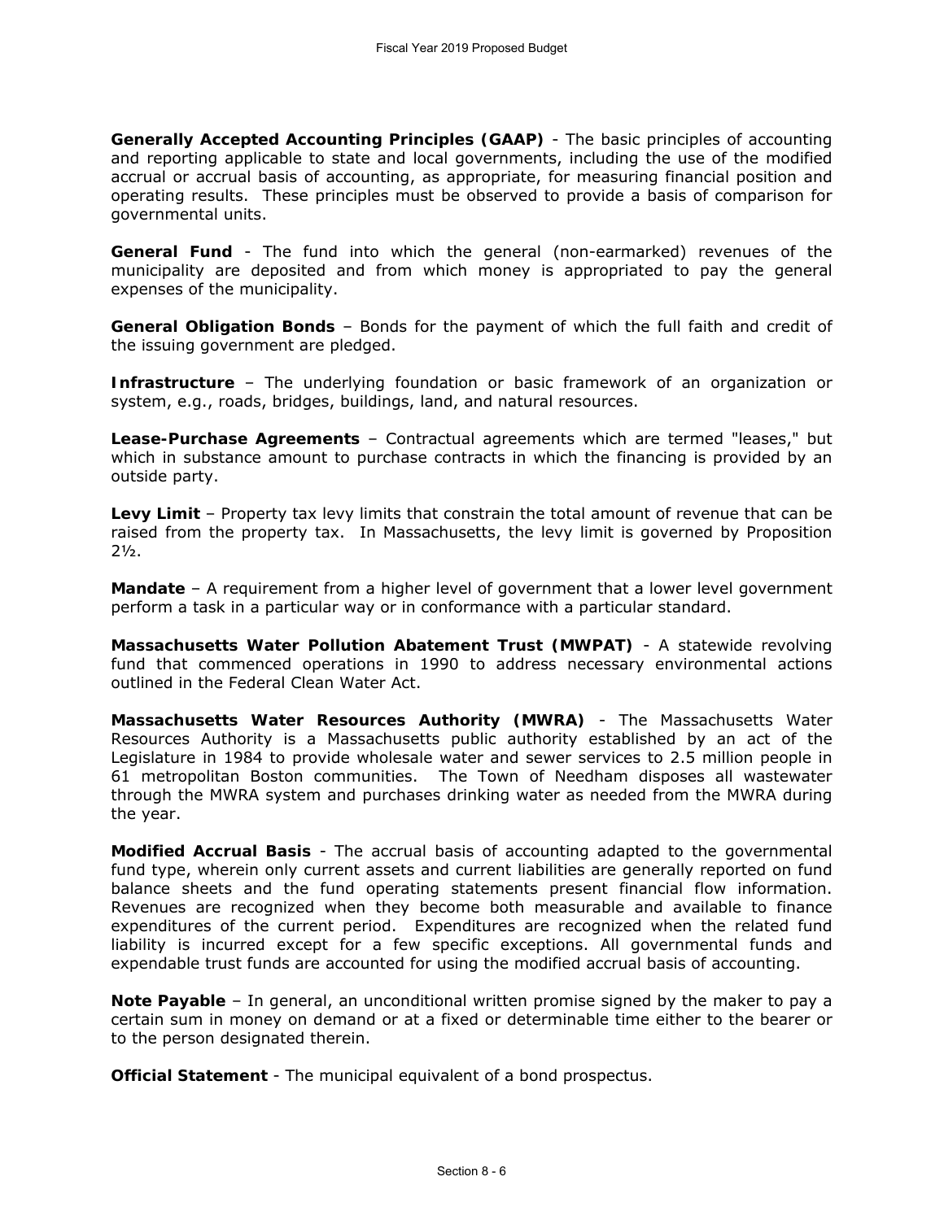**Generally Accepted Accounting Principles (GAAP)** - The basic principles of accounting and reporting applicable to state and local governments, including the use of the modified accrual or accrual basis of accounting, as appropriate, for measuring financial position and operating results. These principles must be observed to provide a basis of comparison for governmental units.

**General Fund** - The fund into which the general (non-earmarked) revenues of the municipality are deposited and from which money is appropriated to pay the general expenses of the municipality.

**General Obligation Bonds** – Bonds for the payment of which the full faith and credit of the issuing government are pledged.

**Infrastructure** – The underlying foundation or basic framework of an organization or system, e.g., roads, bridges, buildings, land, and natural resources.

**Lease-Purchase Agreements** – Contractual agreements which are termed "leases," but which in substance amount to purchase contracts in which the financing is provided by an outside party.

**Levy Limit** – Property tax levy limits that constrain the total amount of revenue that can be raised from the property tax. In Massachusetts, the levy limit is governed by Proposition 2½.

**Mandate** – A requirement from a higher level of government that a lower level government perform a task in a particular way or in conformance with a particular standard.

**Massachusetts Water Pollution Abatement Trust (MWPAT)** - A statewide revolving fund that commenced operations in 1990 to address necessary environmental actions outlined in the Federal Clean Water Act.

**Massachusetts Water Resources Authority (MWRA)** - The Massachusetts Water Resources Authority is a Massachusetts public authority established by an act of the Legislature in 1984 to provide wholesale water and sewer services to 2.5 million people in 61 metropolitan Boston communities. The Town of Needham disposes all wastewater through the MWRA system and purchases drinking water as needed from the MWRA during the year.

**Modified Accrual Basis** - The accrual basis of accounting adapted to the governmental fund type, wherein only current assets and current liabilities are generally reported on fund balance sheets and the fund operating statements present financial flow information. Revenues are recognized when they become both measurable and available to finance expenditures of the current period. Expenditures are recognized when the related fund liability is incurred except for a few specific exceptions. All governmental funds and expendable trust funds are accounted for using the modified accrual basis of accounting.

**Note Payable** – In general, an unconditional written promise signed by the maker to pay a certain sum in money on demand or at a fixed or determinable time either to the bearer or to the person designated therein.

**Official Statement** - The municipal equivalent of a bond prospectus.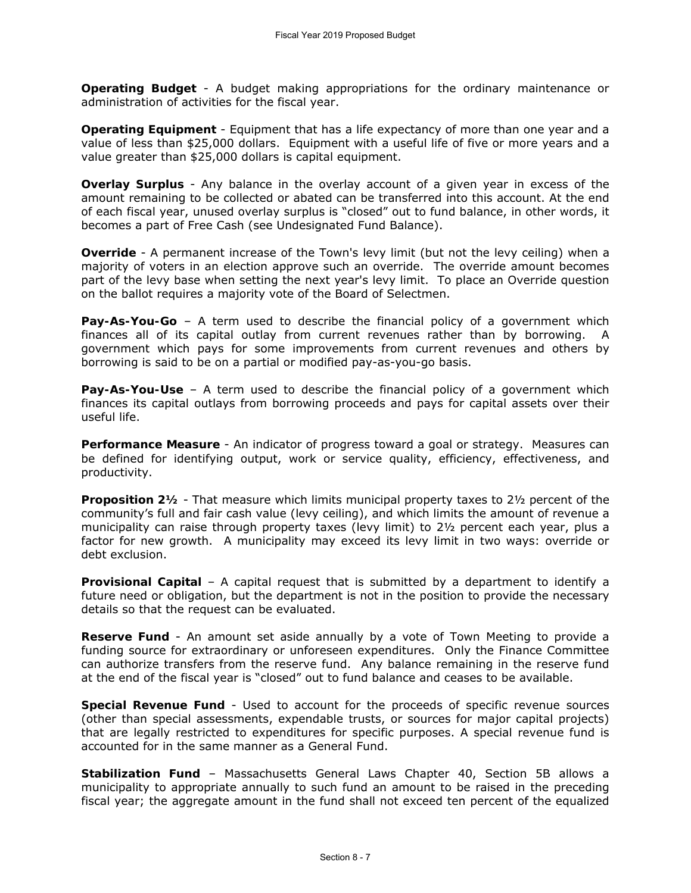**Operating Budget** - A budget making appropriations for the ordinary maintenance or administration of activities for the fiscal year.

**Operating Equipment** - Equipment that has a life expectancy of more than one year and a value of less than $25,000 dollars. Equipment with a useful life of five or more years and a value greater than $25,000 dollars is capital equipment.

**Overlay Surplus** - Any balance in the overlay account of a given year in excess of the amount remaining to be collected or abated can be transferred into this account. At the end of each fiscal year, unused overlay surplus is "closed" out to fund balance, in other words, it becomes a part of Free Cash (see Undesignated Fund Balance).

**Override** - A permanent increase of the Town's levy limit (but not the levy ceiling) when a majority of voters in an election approve such an override. The override amount becomes part of the levy base when setting the next year's levy limit. To place an Override question on the ballot requires a majority vote of the Board of Selectmen.

**Pay-As-You-Go** – A term used to describe the financial policy of a government which finances all of its capital outlay from current revenues rather than by borrowing. A government which pays for some improvements from current revenues and others by borrowing is said to be on a partial or modified pay-as-you-go basis.

**Pay-As-You-Use** – A term used to describe the financial policy of a government which finances its capital outlays from borrowing proceeds and pays for capital assets over their useful life.

**Performance Measure** - An indicator of progress toward a goal or strategy. Measures can be defined for identifying output, work or service quality, efficiency, effectiveness, and productivity.

**Proposition 2½** - That measure which limits municipal property taxes to 2½ percent of the community's full and fair cash value (levy ceiling), and which limits the amount of revenue a municipality can raise through property taxes (levy limit) to 2½ percent each year, plus a factor for new growth. A municipality may exceed its levy limit in two ways: override or debt exclusion.

**Provisional Capital** – A capital request that is submitted by a department to identify a future need or obligation, but the department is not in the position to provide the necessary details so that the request can be evaluated.

**Reserve Fund** - An amount set aside annually by a vote of Town Meeting to provide a funding source for extraordinary or unforeseen expenditures. Only the Finance Committee can authorize transfers from the reserve fund. Any balance remaining in the reserve fund at the end of the fiscal year is "closed" out to fund balance and ceases to be available.

**Special Revenue Fund** - Used to account for the proceeds of specific revenue sources (other than special assessments, expendable trusts, or sources for major capital projects) that are legally restricted to expenditures for specific purposes. A special revenue fund is accounted for in the same manner as a General Fund.

**Stabilization Fund** – Massachusetts General Laws Chapter 40, Section 5B allows a municipality to appropriate annually to such fund an amount to be raised in the preceding fiscal year; the aggregate amount in the fund shall not exceed ten percent of the equalized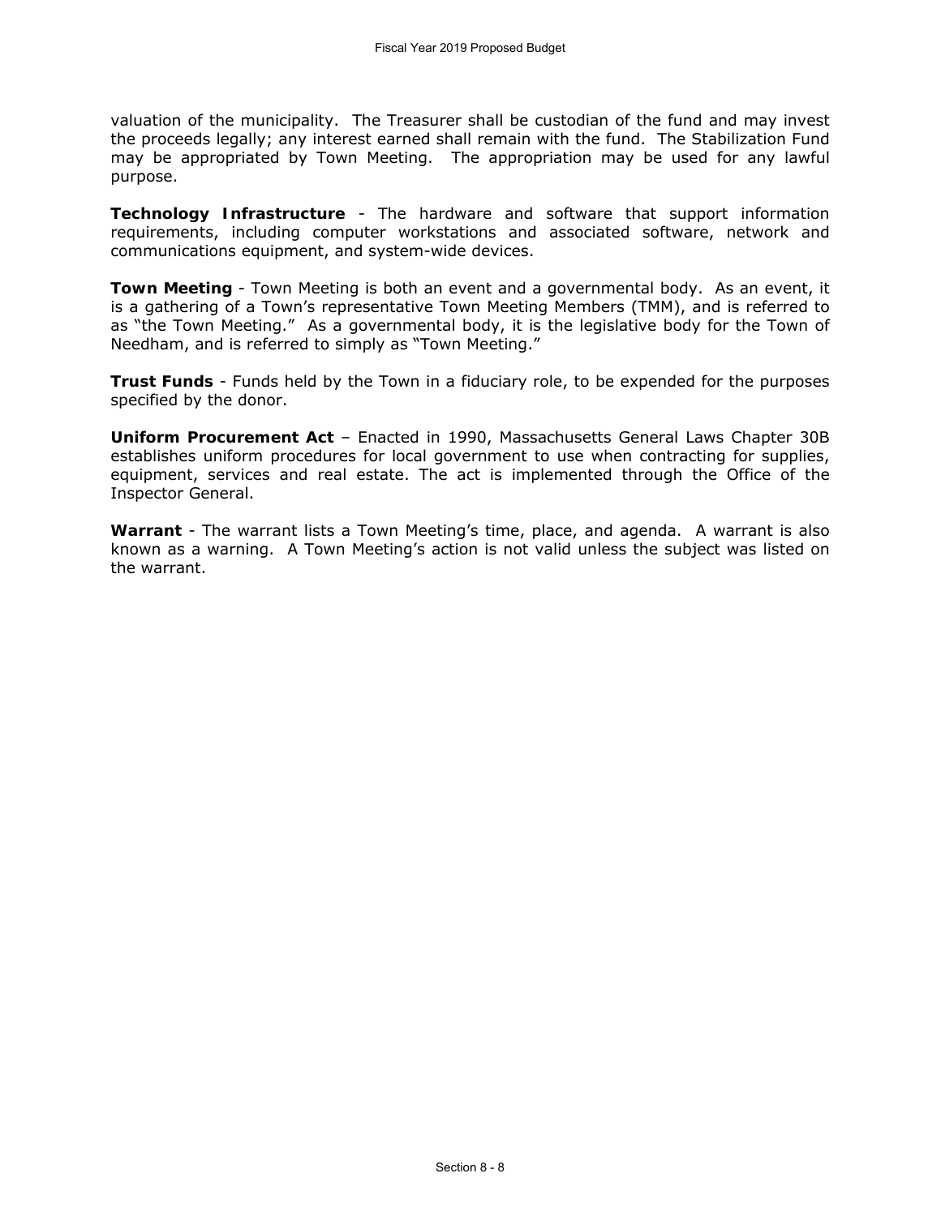valuation of the municipality. The Treasurer shall be custodian of the fund and may invest the proceeds legally; any interest earned shall remain with the fund. The Stabilization Fund may be appropriated by Town Meeting. The appropriation may be used for any lawful purpose.

**Technology Infrastructure** - The hardware and software that support information requirements, including computer workstations and associated software, network and communications equipment, and system-wide devices.

**Town Meeting** - Town Meeting is both an event and a governmental body. As an event, it is a gathering of a Town's representative Town Meeting Members (TMM), and is referred to as "the Town Meeting." As a governmental body, it is the legislative body for the Town of Needham, and is referred to simply as "Town Meeting."

**Trust Funds** - Funds held by the Town in a fiduciary role, to be expended for the purposes specified by the donor.

**Uniform Procurement Act** – Enacted in 1990, Massachusetts General Laws Chapter 30B establishes uniform procedures for local government to use when contracting for supplies, equipment, services and real estate. The act is implemented through the Office of the Inspector General.

**Warrant** - The warrant lists a Town Meeting's time, place, and agenda. A warrant is also known as a warning. A Town Meeting's action is not valid unless the subject was listed on the warrant.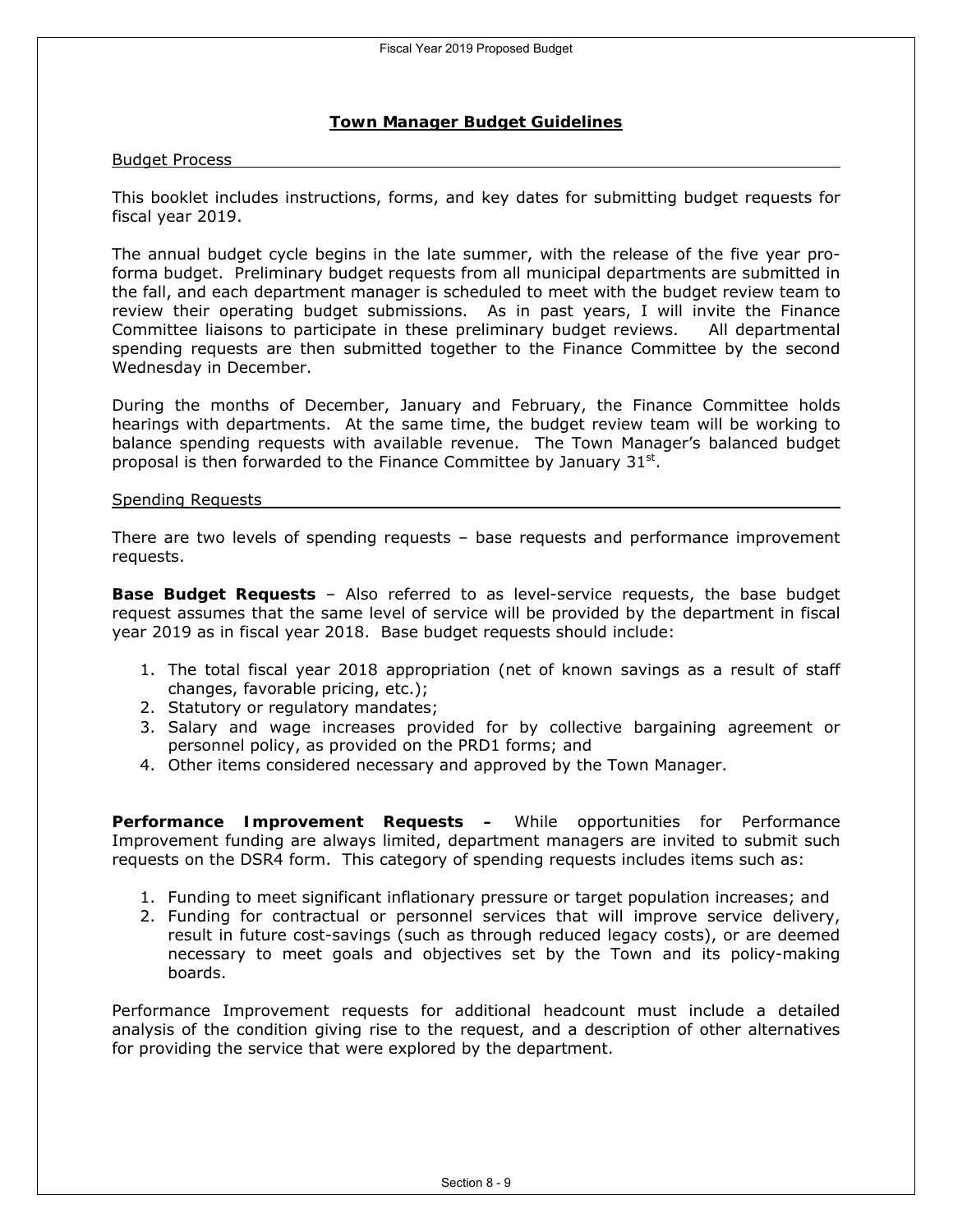## Town Manager Budget Guidelines

### Budget Process

This booklet includes instructions, forms, and key dates for submitting budget requests for fiscal year 2019.

The annual budget cycle begins in the late summer, with the release of the five year pro-forma budget. Preliminary budget requests from all municipal departments are submitted in the fall, and each department manager is scheduled to meet with the budget review team to review their operating budget submissions. As in past years, I will invite the Finance Committee liaisons to participate in these preliminary budget reviews. All departmental spending requests are then submitted together to the Finance Committee by the second Wednesday in December.

During the months of December, January and February, the Finance Committee holds hearings with departments. At the same time, the budget review team will be working to balance spending requests with available revenue. The Town Manager's balanced budget proposal is then forwarded to the Finance Committee by January 31st.

### Spending Requests

There are two levels of spending requests – base requests and performance improvement requests.

**Base Budget Requests** – Also referred to as level-service requests, the base budget request assumes that the same level of service will be provided by the department in fiscal year 2019 as in fiscal year 2018. Base budget requests should include:

1. The total fiscal year 2018 appropriation (net of known savings as a result of staff changes, favorable pricing, etc.);
2. Statutory or regulatory mandates;
3. Salary and wage increases provided for by collective bargaining agreement or personnel policy, as provided on the PRD1 forms; and
4. Other items considered necessary and approved by the Town Manager.

**Performance Improvement Requests –** While opportunities for Performance Improvement funding are always limited, department managers are invited to submit such requests on the DSR4 form. This category of spending requests includes items such as:

1. Funding to meet significant inflationary pressure or target population increases; and
2. Funding for contractual or personnel services that will improve service delivery, result in future cost-savings (such as through reduced legacy costs), or are deemed necessary to meet goals and objectives set by the Town and its policy-making boards.

Performance Improvement requests for additional headcount must include a detailed analysis of the condition giving rise to the request, and a description of other alternatives for providing the service that were explored by the department.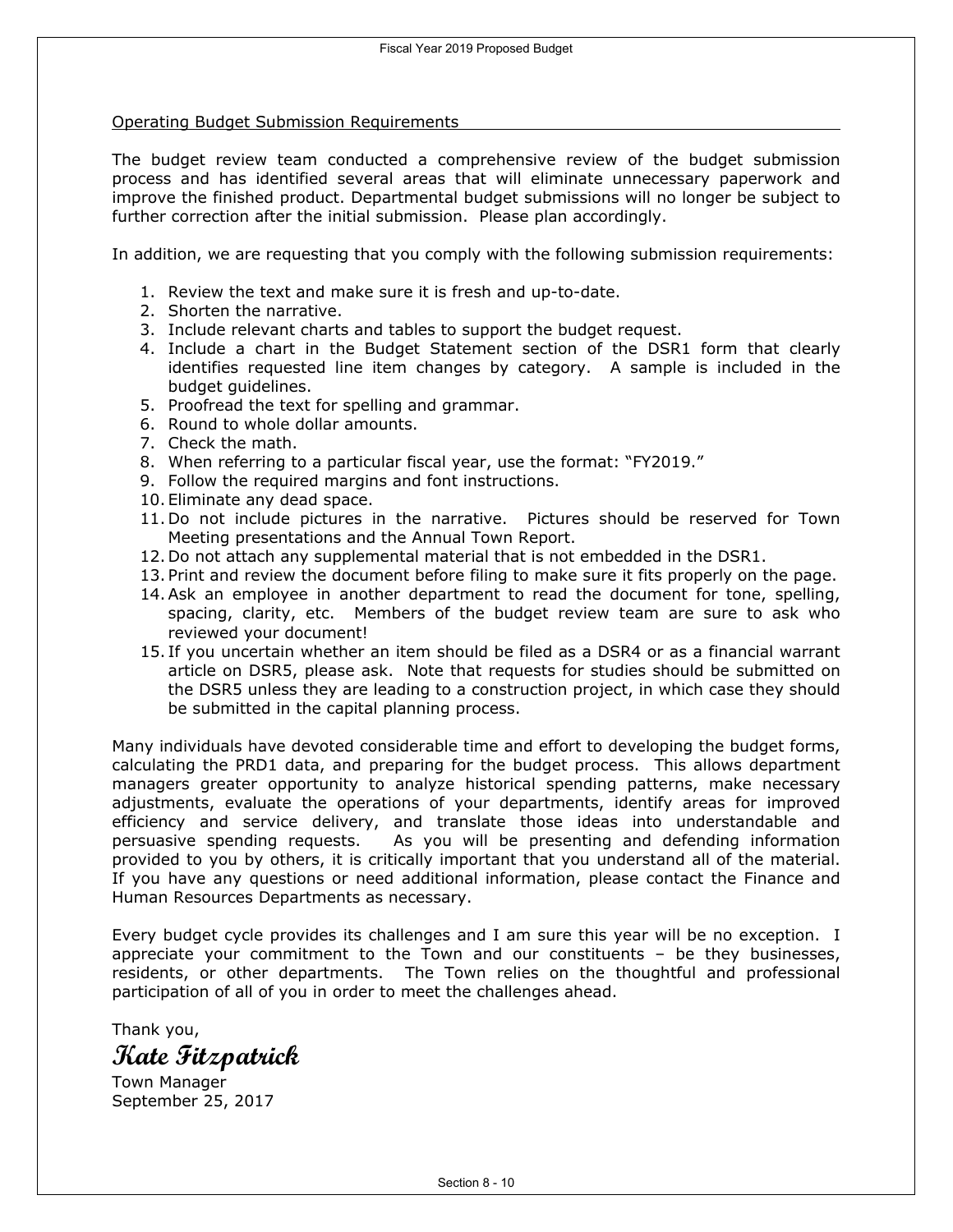## Operating Budget Submission Requirements

The budget review team conducted a comprehensive review of the budget submission process and has identified several areas that will eliminate unnecessary paperwork and improve the finished product. Departmental budget submissions will no longer be subject to further correction after the initial submission. Please plan accordingly.

In addition, we are requesting that you comply with the following submission requirements:

1. Review the text and make sure it is fresh and up-to-date.
2. Shorten the narrative.
3. Include relevant charts and tables to support the budget request.
4. Include a chart in the Budget Statement section of the DSR1 form that clearly identifies requested line item changes by category. A sample is included in the budget guidelines.
5. Proofread the text for spelling and grammar.
6. Round to whole dollar amounts.
7. Check the math.
8. When referring to a particular fiscal year, use the format: "FY2019."
9. Follow the required margins and font instructions.
10. Eliminate any dead space.
11. Do not include pictures in the narrative. Pictures should be reserved for Town Meeting presentations and the Annual Town Report.
12. Do not attach any supplemental material that is not embedded in the DSR1.
13. Print and review the document before filing to make sure it fits properly on the page.
14. Ask an employee in another department to read the document for tone, spelling, spacing, clarity, etc. Members of the budget review team are sure to ask who reviewed your document!
15. If you uncertain whether an item should be filed as a DSR4 or as a financial warrant article on DSR5, please ask. Note that requests for studies should be submitted on the DSR5 unless they are leading to a construction project, in which case they should be submitted in the capital planning process.

Many individuals have devoted considerable time and effort to developing the budget forms, calculating the PRD1 data, and preparing for the budget process. This allows department managers greater opportunity to analyze historical spending patterns, make necessary adjustments, evaluate the operations of your departments, identify areas for improved efficiency and service delivery, and translate those ideas into understandable and persuasive spending requests. As you will be presenting and defending information provided to you by others, it is critically important that you understand all of the material. If you have any questions or need additional information, please contact the Finance and Human Resources Departments as necessary.

Every budget cycle provides its challenges and I am sure this year will be no exception. I appreciate your commitment to the Town and our constituents – be they businesses, residents, or other departments. The Town relies on the thoughtful and professional participation of all of you in order to meet the challenges ahead.

Thank you,

***Kate Fitzpatrick***

Town Manager
September 25, 2017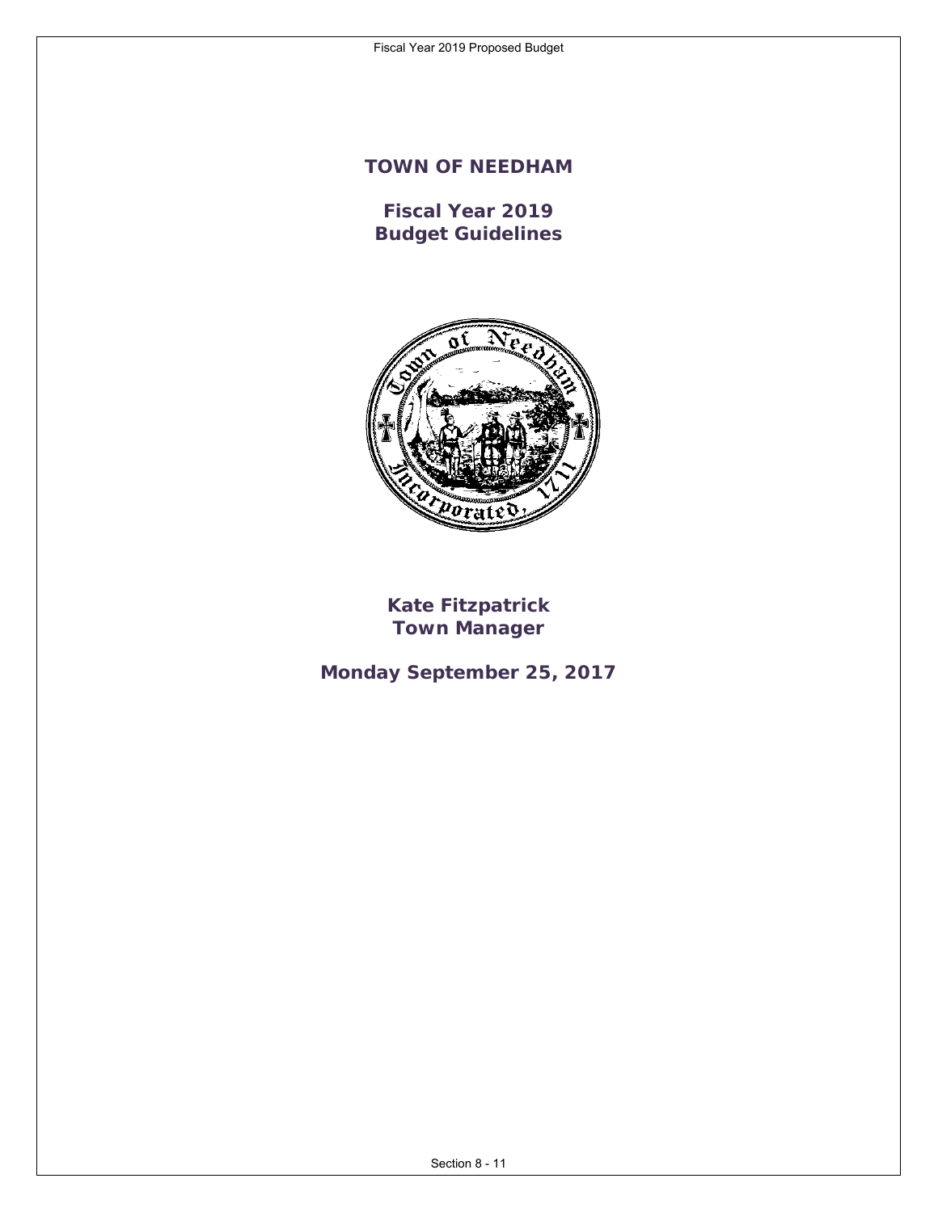# TOWN OF NEEDHAM

## Fiscal Year 2019
## Budget Guidelines

**Kate Fitzpatrick**
**Town Manager**

**Monday September 25, 2017**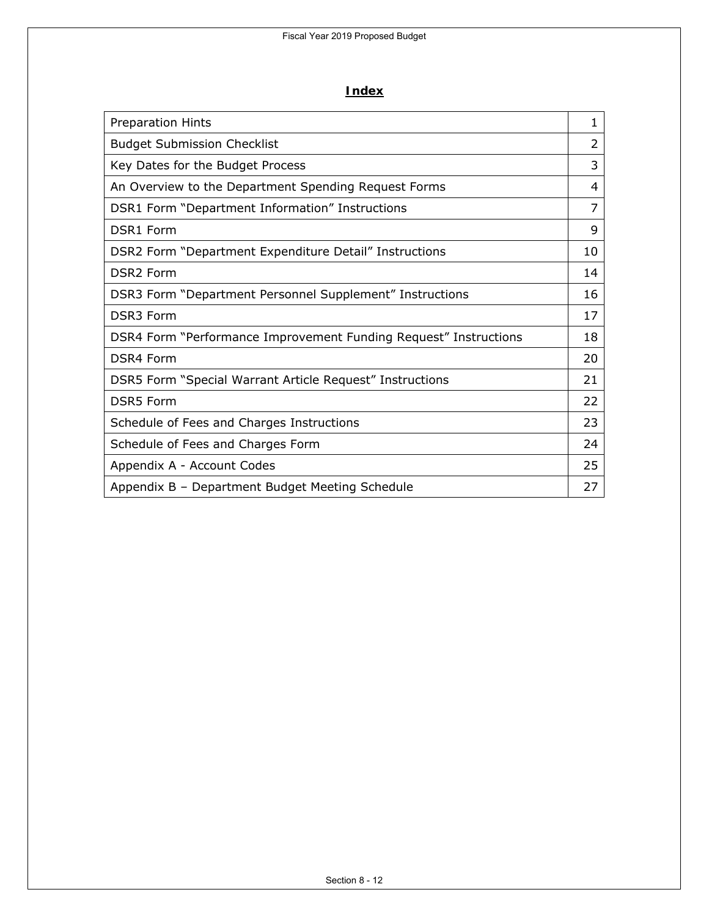# Index

| Section | Page |
|---|---|
| Preparation Hints | 1 |
| Budget Submission Checklist | 2 |
| Key Dates for the Budget Process | 3 |
| An Overview to the Department Spending Request Forms | 4 |
| DSR1 Form "Department Information" Instructions | 7 |
| DSR1 Form | 9 |
| DSR2 Form "Department Expenditure Detail" Instructions | 10 |
| DSR2 Form | 14 |
| DSR3 Form "Department Personnel Supplement" Instructions | 16 |
| DSR3 Form | 17 |
| DSR4 Form "Performance Improvement Funding Request" Instructions | 18 |
| DSR4 Form | 20 |
| DSR5 Form "Special Warrant Article Request" Instructions | 21 |
| DSR5 Form | 22 |
| Schedule of Fees and Charges Instructions | 23 |
| Schedule of Fees and Charges Form | 24 |
| Appendix A - Account Codes | 25 |
| Appendix B – Department Budget Meeting Schedule | 27 |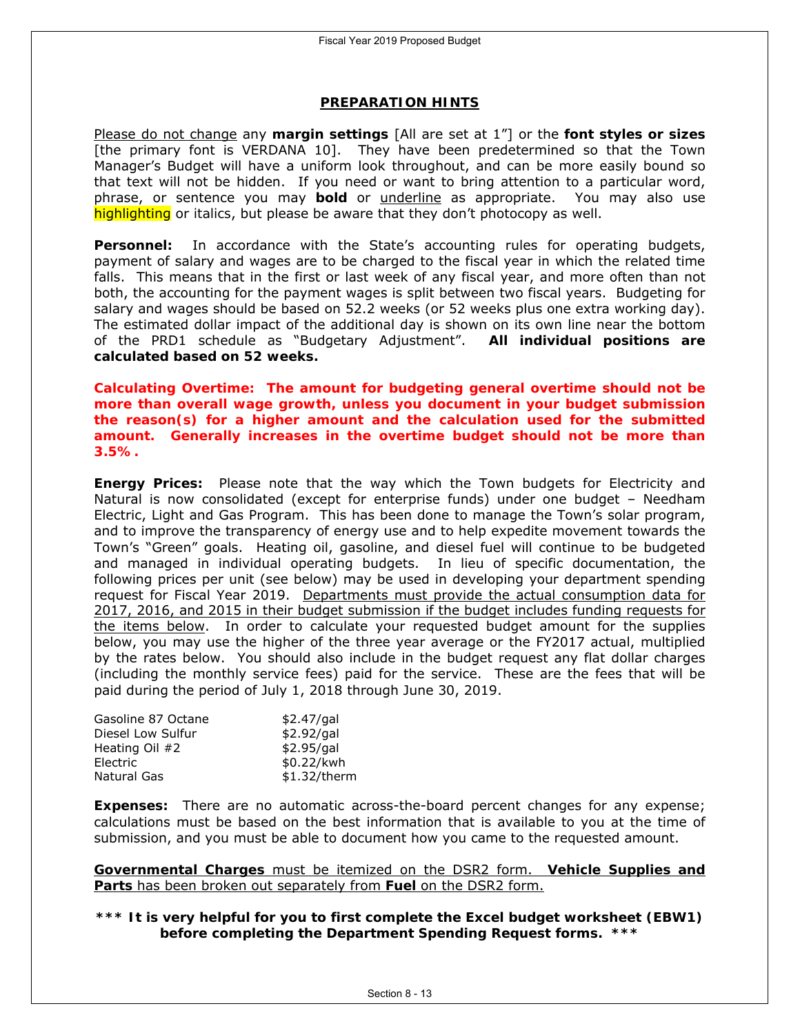## PREPARATION HINTS

Please do not change any **margin settings** [All are set at 1"] or the **font styles or sizes** [the primary font is VERDANA 10]. They have been predetermined so that the Town Manager's Budget will have a uniform look throughout, and can be more easily bound so that text will not be hidden. If you need or want to bring attention to a particular word, phrase, or sentence you may **bold** or underline as appropriate. You may also use highlighting or italics, but please be aware that they don't photocopy as well.

**Personnel:** In accordance with the State's accounting rules for operating budgets, payment of salary and wages are to be charged to the fiscal year in which the related time falls. This means that in the first or last week of any fiscal year, and more often than not both, the accounting for the payment wages is split between two fiscal years. Budgeting for salary and wages should be based on 52.2 weeks (or 52 weeks plus one extra working day). The estimated dollar impact of the additional day is shown on its own line near the bottom of the PRD1 schedule as "Budgetary Adjustment". **All individual positions are calculated based on 52 weeks.**

**Calculating Overtime: The amount for budgeting general overtime should not be more than overall wage growth, unless you document in your budget submission the reason(s) for a higher amount and the calculation used for the submitted amount. Generally increases in the overtime budget should not be more than 3.5%.**

**Energy Prices:** Please note that the way which the Town budgets for Electricity and Natural is now consolidated (except for enterprise funds) under one budget – Needham Electric, Light and Gas Program. This has been done to manage the Town's solar program, and to improve the transparency of energy use and to help expedite movement towards the Town's "Green" goals. Heating oil, gasoline, and diesel fuel will continue to be budgeted and managed in individual operating budgets. In lieu of specific documentation, the following prices per unit (see below) may be used in developing your department spending request for Fiscal Year 2019. Departments must provide the actual consumption data for 2017, 2016, and 2015 in their budget submission if the budget includes funding requests for the items below. In order to calculate your requested budget amount for the supplies below, you may use the higher of the three year average or the FY2017 actual, multiplied by the rates below. You should also include in the budget request any flat dollar charges (including the monthly service fees) paid for the service. These are the fees that will be paid during the period of July 1, 2018 through June 30, 2019.

| | |
|---|---|
| Gasoline 87 Octane | $2.47/gal |
| Diesel Low Sulfur | $2.92/gal |
| Heating Oil #2 | $2.95/gal |
| Electric | $0.22/kwh |
| Natural Gas | $1.32/therm |

**Expenses:** There are no automatic across-the-board percent changes for any expense; calculations must be based on the best information that is available to you at the time of submission, and you must be able to document how you came to the requested amount.

**Governmental Charges** must be itemized on the DSR2 form. **Vehicle Supplies and Parts** has been broken out separately from **Fuel** on the DSR2 form.

**\*\*\* It is very helpful for you to first complete the Excel budget worksheet (EBW1) before completing the Department Spending Request forms. \*\*\***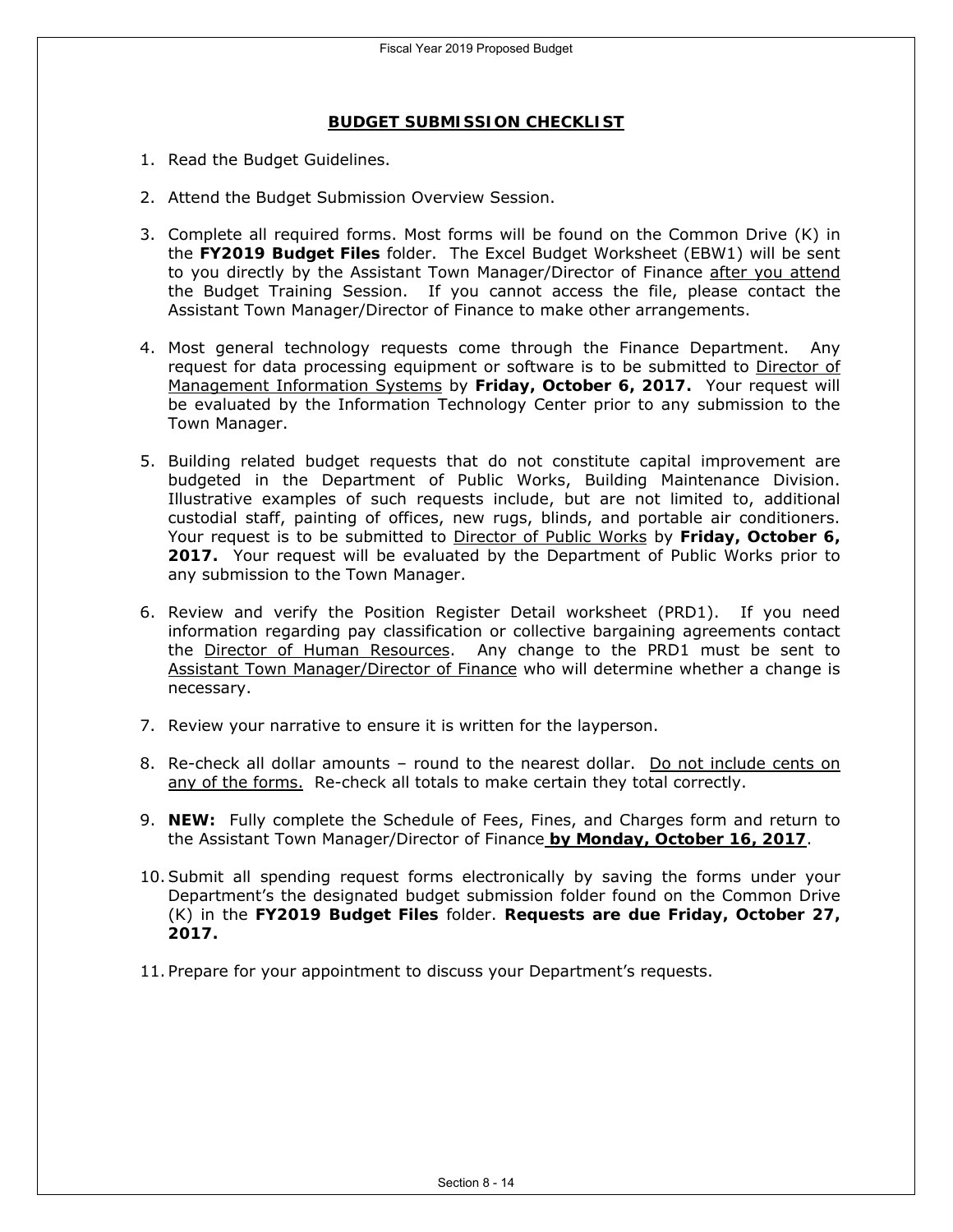## BUDGET SUBMISSION CHECKLIST

1. Read the Budget Guidelines.

2. Attend the Budget Submission Overview Session.

3. Complete all required forms. Most forms will be found on the Common Drive (K) in the **FY2019 Budget Files** folder. The Excel Budget Worksheet (EBW1) will be sent to you directly by the Assistant Town Manager/Director of Finance after you attend the Budget Training Session. If you cannot access the file, please contact the Assistant Town Manager/Director of Finance to make other arrangements.

4. Most general technology requests come through the Finance Department. Any request for data processing equipment or software is to be submitted to Director of Management Information Systems by **Friday, October 6, 2017.** Your request will be evaluated by the Information Technology Center prior to any submission to the Town Manager.

5. Building related budget requests that do not constitute capital improvement are budgeted in the Department of Public Works, Building Maintenance Division. Illustrative examples of such requests include, but are not limited to, additional custodial staff, painting of offices, new rugs, blinds, and portable air conditioners. Your request is to be submitted to Director of Public Works by **Friday, October 6, 2017.** Your request will be evaluated by the Department of Public Works prior to any submission to the Town Manager.

6. Review and verify the Position Register Detail worksheet (PRD1). If you need information regarding pay classification or collective bargaining agreements contact the Director of Human Resources. Any change to the PRD1 must be sent to Assistant Town Manager/Director of Finance who will determine whether a change is necessary.

7. Review your narrative to ensure it is written for the layperson.

8. Re-check all dollar amounts – round to the nearest dollar. Do not include cents on any of the forms. Re-check all totals to make certain they total correctly.

9. **NEW:** Fully complete the Schedule of Fees, Fines, and Charges form and return to the Assistant Town Manager/Director of Finance **by Monday, October 16, 2017**.

10. Submit all spending request forms electronically by saving the forms under your Department's the designated budget submission folder found on the Common Drive (K) in the **FY2019 Budget Files** folder. **Requests are due Friday, October 27, 2017.**

11. Prepare for your appointment to discuss your Department's requests.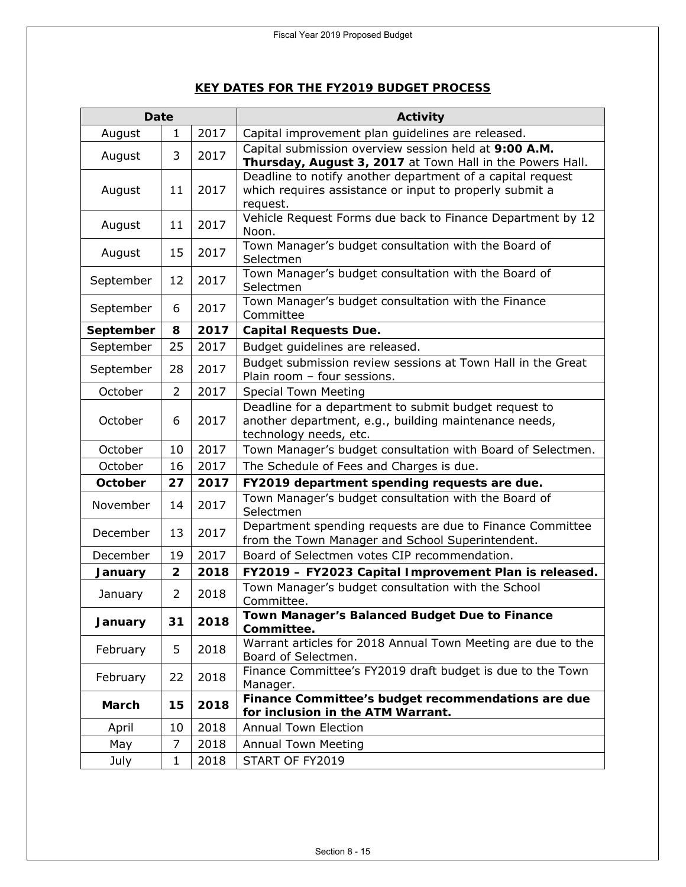## KEY DATES FOR THE FY2019 BUDGET PROCESS

| Date | | | Activity |
|---|---|---|---|
| August | 1 | 2017 | Capital improvement plan guidelines are released. |
| August | 3 | 2017 | Capital submission overview session held at **9:00 A.M. Thursday, August 3, 2017** at Town Hall in the Powers Hall. |
| August | 11 | 2017 | Deadline to notify another department of a capital request which requires assistance or input to properly submit a request. |
| August | 11 | 2017 | Vehicle Request Forms due back to Finance Department by 12 Noon. |
| August | 15 | 2017 | Town Manager's budget consultation with the Board of Selectmen |
| September | 12 | 2017 | Town Manager's budget consultation with the Board of Selectmen |
| September | 6 | 2017 | Town Manager's budget consultation with the Finance Committee |
| **September** | **8** | **2017** | **Capital Requests Due.** |
| September | 25 | 2017 | Budget guidelines are released. |
| September | 28 | 2017 | Budget submission review sessions at Town Hall in the Great Plain room – four sessions. |
| October | 2 | 2017 | Special Town Meeting |
| October | 6 | 2017 | Deadline for a department to submit budget request to another department, e.g., building maintenance needs, technology needs, etc. |
| October | 10 | 2017 | Town Manager's budget consultation with Board of Selectmen. |
| October | 16 | 2017 | The Schedule of Fees and Charges is due. |
| **October** | **27** | **2017** | **FY2019 department spending requests are due.** |
| November | 14 | 2017 | Town Manager's budget consultation with the Board of Selectmen |
| December | 13 | 2017 | Department spending requests are due to Finance Committee from the Town Manager and School Superintendent. |
| December | 19 | 2017 | Board of Selectmen votes CIP recommendation. |
| **January** | **2** | **2018** | **FY2019 – FY2023 Capital Improvement Plan is released.** |
| January | 2 | 2018 | Town Manager's budget consultation with the School Committee. |
| **January** | **31** | **2018** | **Town Manager's Balanced Budget Due to Finance Committee.** |
| February | 5 | 2018 | Warrant articles for 2018 Annual Town Meeting are due to the Board of Selectmen. |
| February | 22 | 2018 | Finance Committee's FY2019 draft budget is due to the Town Manager. |
| **March** | **15** | **2018** | **Finance Committee's budget recommendations are due for inclusion in the ATM Warrant.** |
| April | 10 | 2018 | Annual Town Election |
| May | 7 | 2018 | Annual Town Meeting |
| July | 1 | 2018 | START OF FY2019 |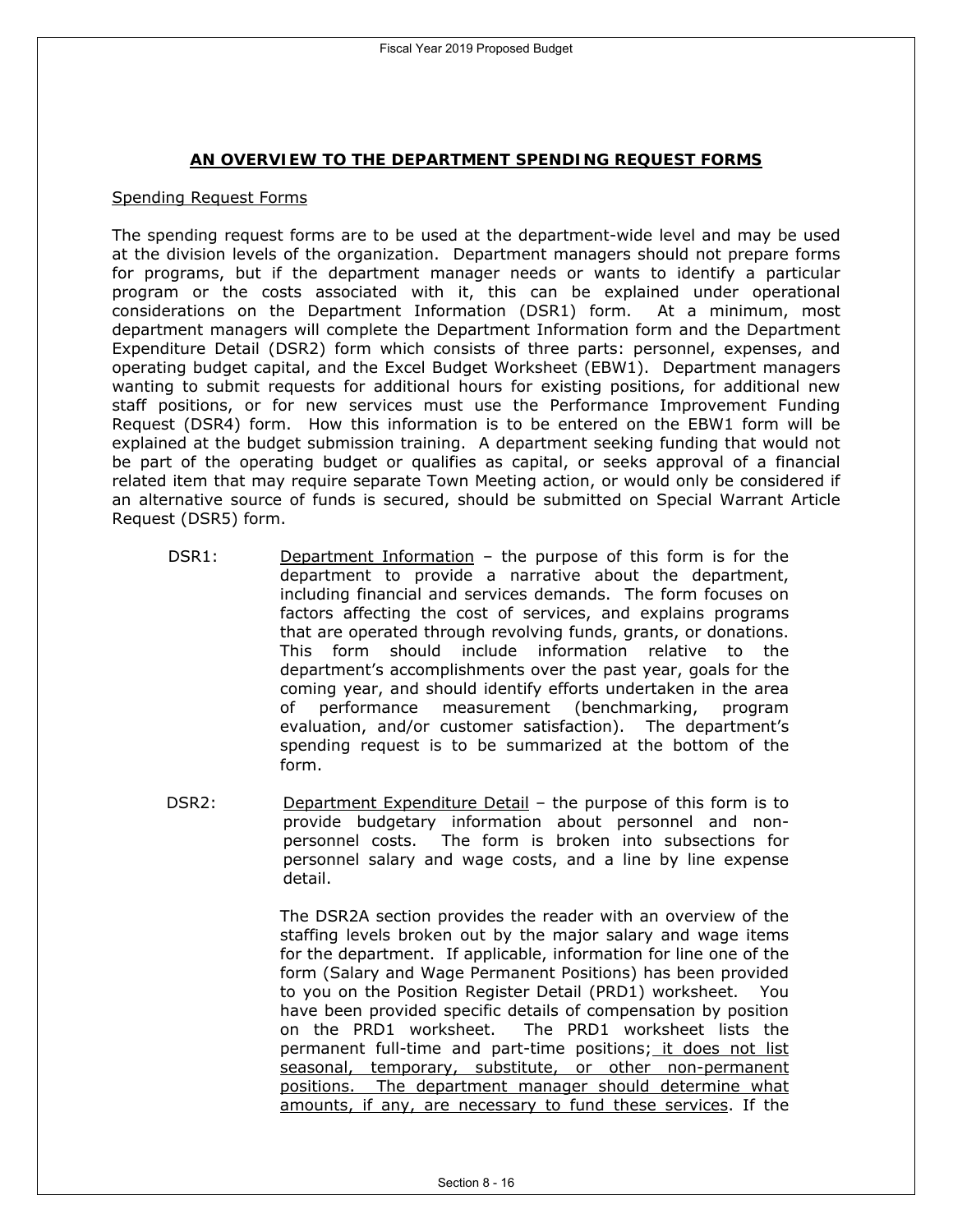## AN OVERVIEW TO THE DEPARTMENT SPENDING REQUEST FORMS

Spending Request Forms

The spending request forms are to be used at the department-wide level and may be used at the division levels of the organization. Department managers should not prepare forms for programs, but if the department manager needs or wants to identify a particular program or the costs associated with it, this can be explained under operational considerations on the Department Information (DSR1) form. At a minimum, most department managers will complete the Department Information form and the Department Expenditure Detail (DSR2) form which consists of three parts: personnel, expenses, and operating budget capital, and the Excel Budget Worksheet (EBW1). Department managers wanting to submit requests for additional hours for existing positions, for additional new staff positions, or for new services must use the Performance Improvement Funding Request (DSR4) form. How this information is to be entered on the EBW1 form will be explained at the budget submission training. A department seeking funding that would not be part of the operating budget or qualifies as capital, or seeks approval of a financial related item that may require separate Town Meeting action, or would only be considered if an alternative source of funds is secured, should be submitted on Special Warrant Article Request (DSR5) form.

DSR1: Department Information – the purpose of this form is for the department to provide a narrative about the department, including financial and services demands. The form focuses on factors affecting the cost of services, and explains programs that are operated through revolving funds, grants, or donations. This form should include information relative to the department's accomplishments over the past year, goals for the coming year, and should identify efforts undertaken in the area of performance measurement (benchmarking, program evaluation, and/or customer satisfaction). The department's spending request is to be summarized at the bottom of the form.

DSR2: Department Expenditure Detail – the purpose of this form is to provide budgetary information about personnel and non-personnel costs. The form is broken into subsections for personnel salary and wage costs, and a line by line expense detail.

The DSR2A section provides the reader with an overview of the staffing levels broken out by the major salary and wage items for the department. If applicable, information for line one of the form (Salary and Wage Permanent Positions) has been provided to you on the Position Register Detail (PRD1) worksheet. You have been provided specific details of compensation by position on the PRD1 worksheet. The PRD1 worksheet lists the permanent full-time and part-time positions; it does not list seasonal, temporary, substitute, or other non-permanent positions. The department manager should determine what amounts, if any, are necessary to fund these services. If the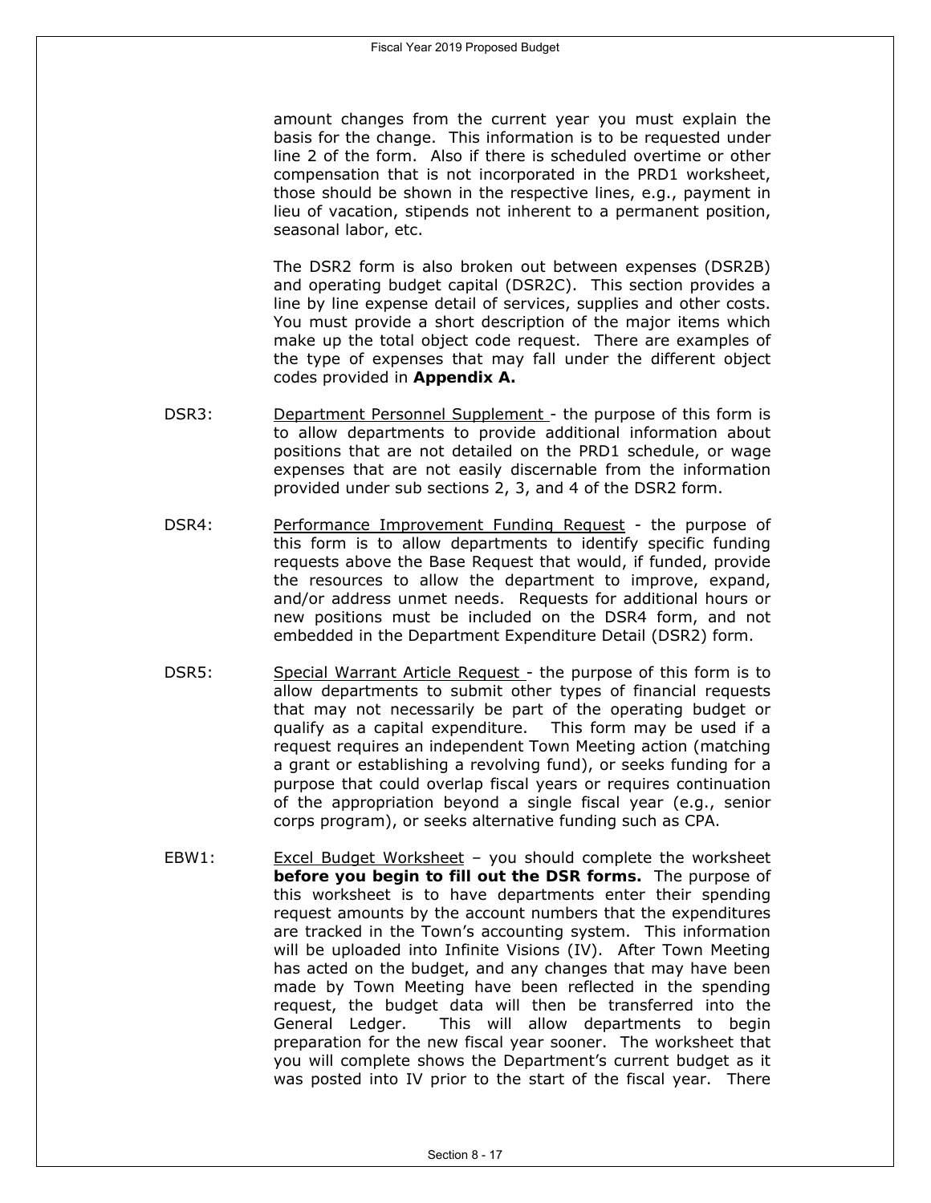amount changes from the current year you must explain the basis for the change. This information is to be requested under line 2 of the form. Also if there is scheduled overtime or other compensation that is not incorporated in the PRD1 worksheet, those should be shown in the respective lines, e.g., payment in lieu of vacation, stipends not inherent to a permanent position, seasonal labor, etc.

The DSR2 form is also broken out between expenses (DSR2B) and operating budget capital (DSR2C). This section provides a line by line expense detail of services, supplies and other costs. You must provide a short description of the major items which make up the total object code request. There are examples of the type of expenses that may fall under the different object codes provided in **Appendix A.**

DSR3: Department Personnel Supplement - the purpose of this form is to allow departments to provide additional information about positions that are not detailed on the PRD1 schedule, or wage expenses that are not easily discernable from the information provided under sub sections 2, 3, and 4 of the DSR2 form.

DSR4: Performance Improvement Funding Request - the purpose of this form is to allow departments to identify specific funding requests above the Base Request that would, if funded, provide the resources to allow the department to improve, expand, and/or address unmet needs. Requests for additional hours or new positions must be included on the DSR4 form, and not embedded in the Department Expenditure Detail (DSR2) form.

DSR5: Special Warrant Article Request - the purpose of this form is to allow departments to submit other types of financial requests that may not necessarily be part of the operating budget or qualify as a capital expenditure. This form may be used if a request requires an independent Town Meeting action (matching a grant or establishing a revolving fund), or seeks funding for a purpose that could overlap fiscal years or requires continuation of the appropriation beyond a single fiscal year (e.g., senior corps program), or seeks alternative funding such as CPA.

EBW1: Excel Budget Worksheet – you should complete the worksheet **before you begin to fill out the DSR forms.** The purpose of this worksheet is to have departments enter their spending request amounts by the account numbers that the expenditures are tracked in the Town's accounting system. This information will be uploaded into Infinite Visions (IV). After Town Meeting has acted on the budget, and any changes that may have been made by Town Meeting have been reflected in the spending request, the budget data will then be transferred into the General Ledger. This will allow departments to begin preparation for the new fiscal year sooner. The worksheet that you will complete shows the Department's current budget as it was posted into IV prior to the start of the fiscal year. There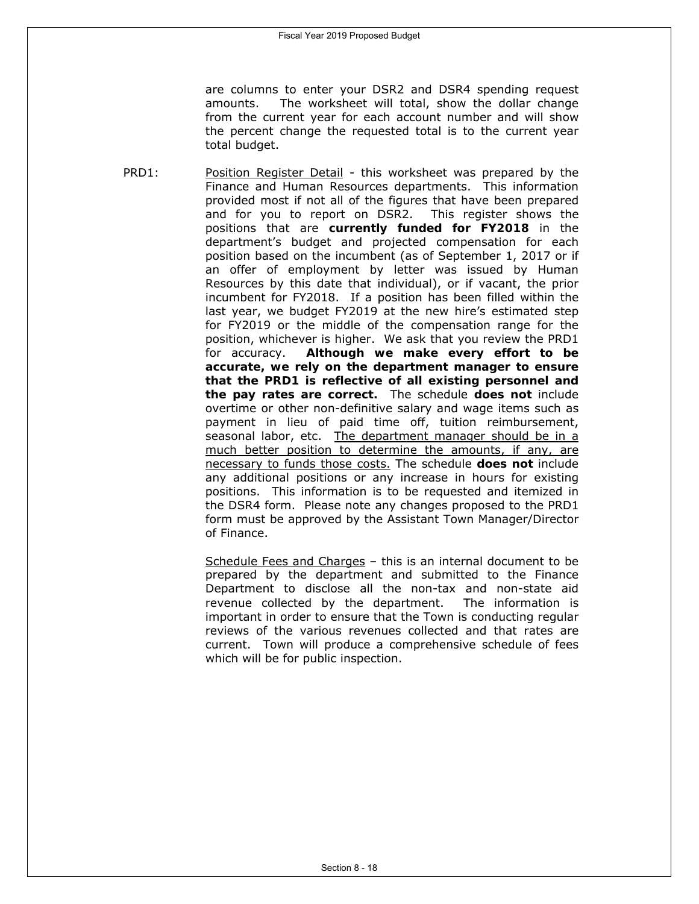are columns to enter your DSR2 and DSR4 spending request amounts. The worksheet will total, show the dollar change from the current year for each account number and will show the percent change the requested total is to the current year total budget.

PRD1: Position Register Detail - this worksheet was prepared by the Finance and Human Resources departments. This information provided most if not all of the figures that have been prepared and for you to report on DSR2. This register shows the positions that are **currently funded for FY2018** in the department's budget and projected compensation for each position based on the incumbent (as of September 1, 2017 or if an offer of employment by letter was issued by Human Resources by this date that individual), or if vacant, the prior incumbent for FY2018. If a position has been filled within the last year, we budget FY2019 at the new hire's estimated step for FY2019 or the middle of the compensation range for the position, whichever is higher. We ask that you review the PRD1 for accuracy. **Although we make every effort to be accurate, we rely on the department manager to ensure that the PRD1 is reflective of all existing personnel and the pay rates are correct.** The schedule **does not** include overtime or other non-definitive salary and wage items such as payment in lieu of paid time off, tuition reimbursement, seasonal labor, etc. The department manager should be in a much better position to determine the amounts, if any, are necessary to funds those costs. The schedule **does not** include any additional positions or any increase in hours for existing positions. This information is to be requested and itemized in the DSR4 form. Please note any changes proposed to the PRD1 form must be approved by the Assistant Town Manager/Director of Finance.

Schedule Fees and Charges – this is an internal document to be prepared by the department and submitted to the Finance Department to disclose all the non-tax and non-state aid revenue collected by the department. The information is important in order to ensure that the Town is conducting regular reviews of the various revenues collected and that rates are current. Town will produce a comprehensive schedule of fees which will be for public inspection.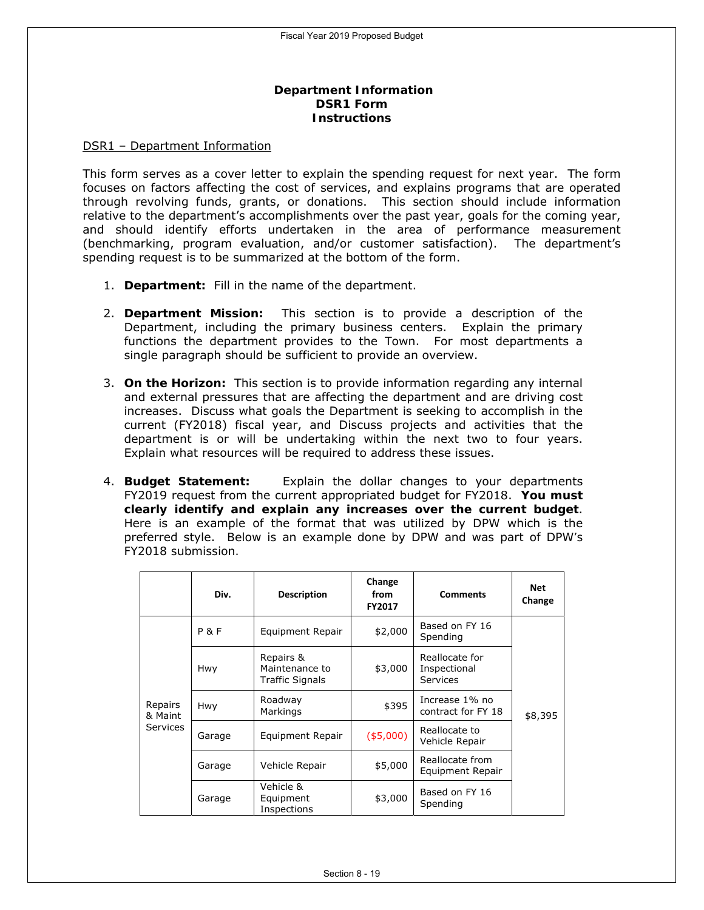## Department Information
## DSR1 Form
## Instructions

DSR1 – Department Information

This form serves as a cover letter to explain the spending request for next year. The form focuses on factors affecting the cost of services, and explains programs that are operated through revolving funds, grants, or donations. This section should include information relative to the department's accomplishments over the past year, goals for the coming year, and should identify efforts undertaken in the area of performance measurement (benchmarking, program evaluation, and/or customer satisfaction). The department's spending request is to be summarized at the bottom of the form.

1. **Department:** Fill in the name of the department.

2. **Department Mission:** This section is to provide a description of the Department, including the primary business centers. Explain the primary functions the department provides to the Town. For most departments a single paragraph should be sufficient to provide an overview.

3. **On the Horizon:** This section is to provide information regarding any internal and external pressures that are affecting the department and are driving cost increases. Discuss what goals the Department is seeking to accomplish in the current (FY2018) fiscal year, and Discuss projects and activities that the department is or will be undertaking within the next two to four years. Explain what resources will be required to address these issues.

4. **Budget Statement:** Explain the dollar changes to your departments FY2019 request from the current appropriated budget for FY2018. **You must clearly identify and explain any increases over the current budget**. Here is an example of the format that was utilized by DPW which is the preferred style. Below is an example done by DPW and was part of DPW's FY2018 submission.

| | Div. | Description | Change from FY2017 | Comments | Net Change |
|---|---|---|---|---|---|
| Repairs & Maint Services | P & F | Equipment Repair | $2,000 | Based on FY 16 Spending | $8,395 |
| | Hwy | Repairs & Maintenance to Traffic Signals | $3,000 | Reallocate for Inspectional Services | |
| | Hwy | Roadway Markings | $395 | Increase 1% no contract for FY 18 | |
| | Garage | Equipment Repair | ($5,000) | Reallocate to Vehicle Repair | |
| | Garage | Vehicle Repair | $5,000 | Reallocate from Equipment Repair | |
| | Garage | Vehicle & Equipment Inspections | $3,000 | Based on FY 16 Spending | |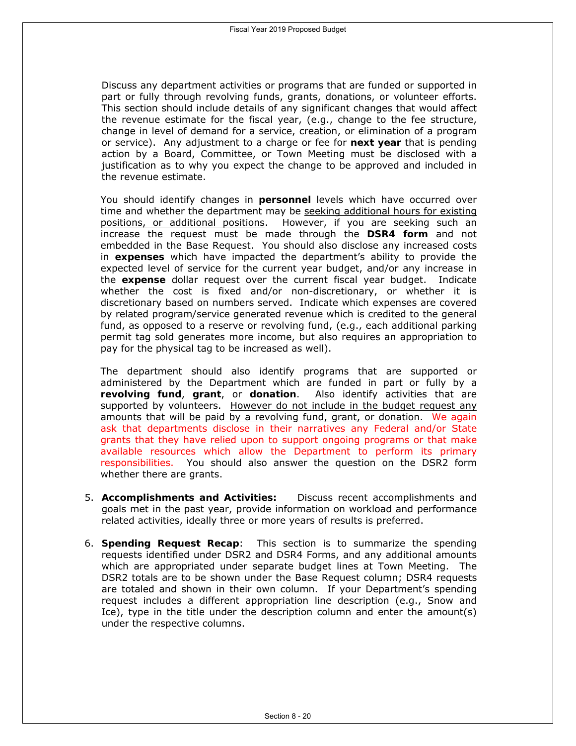Discuss any department activities or programs that are funded or supported in part or fully through revolving funds, grants, donations, or volunteer efforts. This section should include details of any significant changes that would affect the revenue estimate for the fiscal year, (e.g., change to the fee structure, change in level of demand for a service, creation, or elimination of a program or service). Any adjustment to a charge or fee for **next year** that is pending action by a Board, Committee, or Town Meeting must be disclosed with a justification as to why you expect the change to be approved and included in the revenue estimate.

You should identify changes in **personnel** levels which have occurred over time and whether the department may be seeking additional hours for existing positions, or additional positions. However, if you are seeking such an increase the request must be made through the **DSR4 form** and not embedded in the Base Request. You should also disclose any increased costs in **expenses** which have impacted the department's ability to provide the expected level of service for the current year budget, and/or any increase in the **expense** dollar request over the current fiscal year budget. Indicate whether the cost is fixed and/or non-discretionary, or whether it is discretionary based on numbers served. Indicate which expenses are covered by related program/service generated revenue which is credited to the general fund, as opposed to a reserve or revolving fund, (e.g., each additional parking permit tag sold generates more income, but also requires an appropriation to pay for the physical tag to be increased as well).

The department should also identify programs that are supported or administered by the Department which are funded in part or fully by a **revolving fund**, **grant**, or **donation**. Also identify activities that are supported by volunteers. However do not include in the budget request any amounts that will be paid by a revolving fund, grant, or donation. We again ask that departments disclose in their narratives any Federal and/or State grants that they have relied upon to support ongoing programs or that make available resources which allow the Department to perform its primary responsibilities. You should also answer the question on the DSR2 form whether there are grants.

5. **Accomplishments and Activities:** Discuss recent accomplishments and goals met in the past year, provide information on workload and performance related activities, ideally three or more years of results is preferred.

6. **Spending Request Recap**: This section is to summarize the spending requests identified under DSR2 and DSR4 Forms, and any additional amounts which are appropriated under separate budget lines at Town Meeting. The DSR2 totals are to be shown under the Base Request column; DSR4 requests are totaled and shown in their own column. If your Department's spending request includes a different appropriation line description (e.g., Snow and Ice), type in the title under the description column and enter the amount(s) under the respective columns.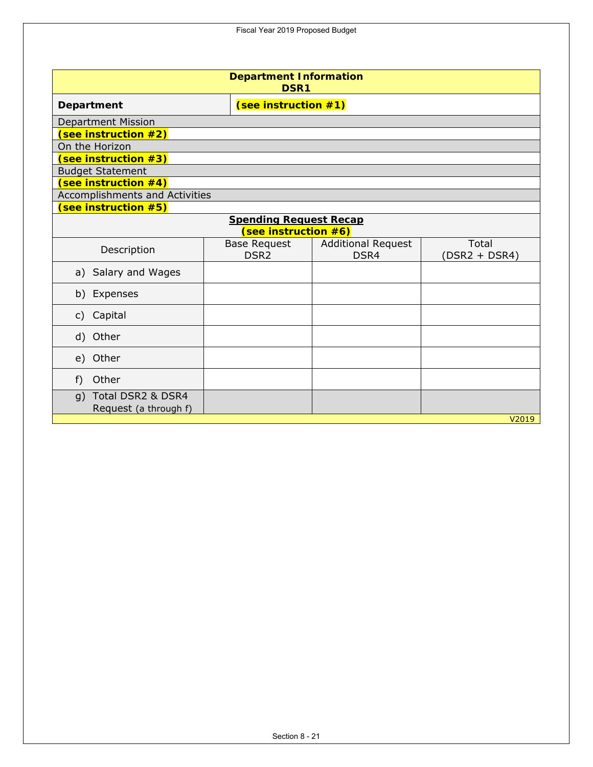| Department Information DSR1 | |
|---|---|
| **Department** | **(see instruction #1)** |

Department Mission

**(see instruction #2)**

On the Horizon

**(see instruction #3)**

Budget Statement

**(see instruction #4)**

Accomplishments and Activities

**(see instruction #5)**

**Spending Request Recap**
**(see instruction #6)**

| Description | Base Request DSR2 | Additional Request DSR4 | Total (DSR2 + DSR4) |
|---|---|---|---|
| a) Salary and Wages | | | |
| b) Expenses | | | |
| c) Capital | | | |
| d) Other | | | |
| e) Other | | | |
| f) Other | | | |
| g) Total DSR2 & DSR4 Request (a through f) | | | |

V2019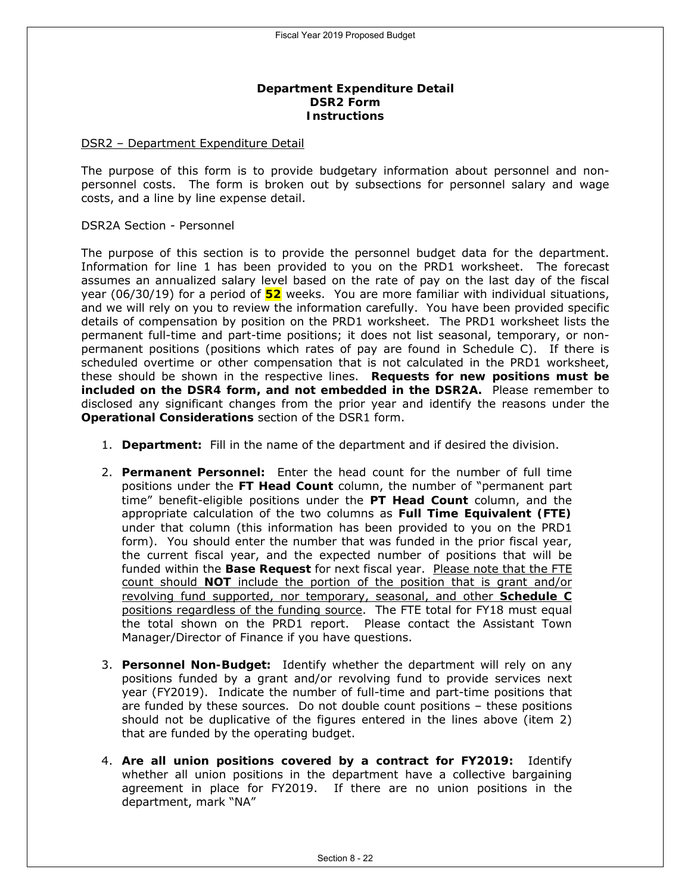**Department Expenditure Detail**
**DSR2 Form**
**Instructions**

DSR2 – Department Expenditure Detail

The purpose of this form is to provide budgetary information about personnel and non-personnel costs. The form is broken out by subsections for personnel salary and wage costs, and a line by line expense detail.

DSR2A Section - Personnel

The purpose of this section is to provide the personnel budget data for the department. Information for line 1 has been provided to you on the PRD1 worksheet. The forecast assumes an annualized salary level based on the rate of pay on the last day of the fiscal year (06/30/19) for a period of **52** weeks. You are more familiar with individual situations, and we will rely on you to review the information carefully. You have been provided specific details of compensation by position on the PRD1 worksheet. The PRD1 worksheet lists the permanent full-time and part-time positions; it does not list seasonal, temporary, or non-permanent positions (positions which rates of pay are found in Schedule C). If there is scheduled overtime or other compensation that is not calculated in the PRD1 worksheet, these should be shown in the respective lines. **Requests for new positions must be included on the DSR4 form, and not embedded in the DSR2A.** Please remember to disclosed any significant changes from the prior year and identify the reasons under the **Operational Considerations** section of the DSR1 form.

1. **Department:** Fill in the name of the department and if desired the division.

2. **Permanent Personnel:** Enter the head count for the number of full time positions under the **FT Head Count** column, the number of "permanent part time" benefit-eligible positions under the **PT Head Count** column, and the appropriate calculation of the two columns as **Full Time Equivalent (FTE)** under that column (this information has been provided to you on the PRD1 form). You should enter the number that was funded in the prior fiscal year, the current fiscal year, and the expected number of positions that will be funded within the **Base Request** for next fiscal year. Please note that the FTE count should **NOT** include the portion of the position that is grant and/or revolving fund supported, nor temporary, seasonal, and other **Schedule C** positions regardless of the funding source. The FTE total for FY18 must equal the total shown on the PRD1 report. Please contact the Assistant Town Manager/Director of Finance if you have questions.

3. **Personnel Non-Budget:** Identify whether the department will rely on any positions funded by a grant and/or revolving fund to provide services next year (FY2019). Indicate the number of full-time and part-time positions that are funded by these sources. Do not double count positions – these positions should not be duplicative of the figures entered in the lines above (item 2) that are funded by the operating budget.

4. **Are all union positions covered by a contract for FY2019:** Identify whether all union positions in the department have a collective bargaining agreement in place for FY2019. If there are no union positions in the department, mark "NA"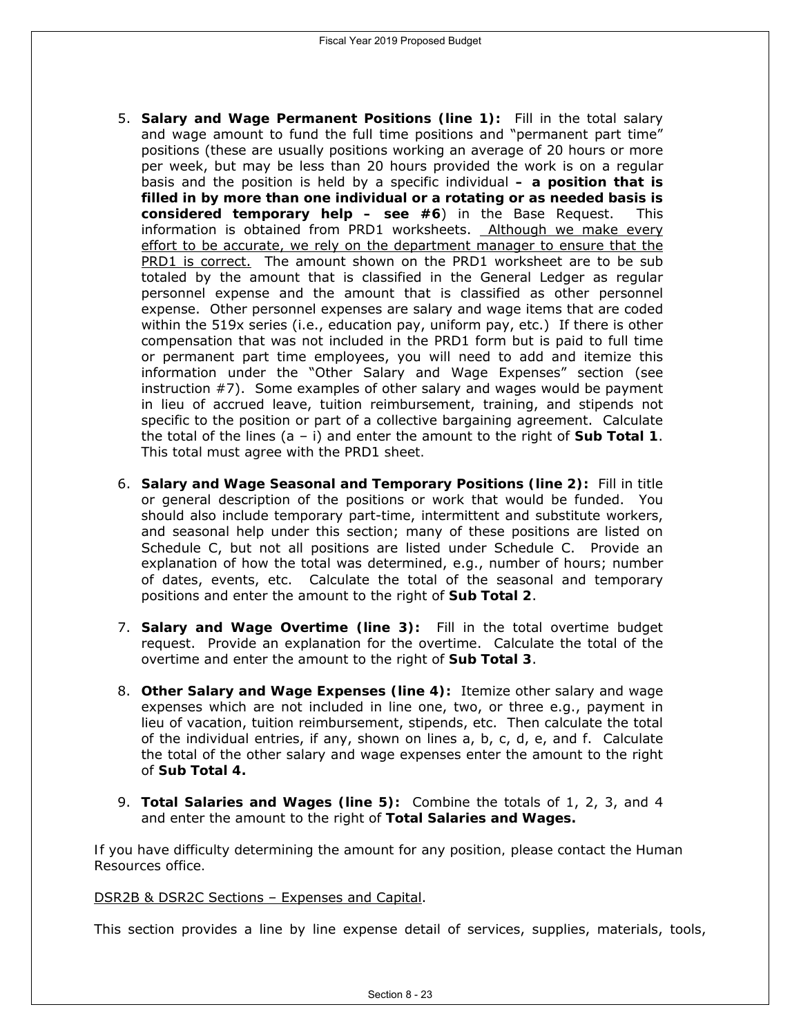5. **Salary and Wage Permanent Positions (line 1):** Fill in the total salary and wage amount to fund the full time positions and "permanent part time" positions (these are usually positions working an average of 20 hours or more per week, but may be less than 20 hours provided the work is on a regular basis and the position is held by a specific individual **– a position that is filled in by more than one individual or a rotating or as needed basis is considered temporary help – see #6**) in the Base Request. This information is obtained from PRD1 worksheets. <u>Although we make every effort to be accurate, we rely on the department manager to ensure that the PRD1 is correct.</u> The amount shown on the PRD1 worksheet are to be sub totaled by the amount that is classified in the General Ledger as regular personnel expense and the amount that is classified as other personnel expense. Other personnel expenses are salary and wage items that are coded within the 519x series (i.e., education pay, uniform pay, etc.) If there is other compensation that was not included in the PRD1 form but is paid to full time or permanent part time employees, you will need to add and itemize this information under the "Other Salary and Wage Expenses" section (see instruction #7). Some examples of other salary and wages would be payment in lieu of accrued leave, tuition reimbursement, training, and stipends not specific to the position or part of a collective bargaining agreement. Calculate the total of the lines (a – i) and enter the amount to the right of **Sub Total 1**. This total must agree with the PRD1 sheet.

6. **Salary and Wage Seasonal and Temporary Positions (line 2):** Fill in title or general description of the positions or work that would be funded. You should also include temporary part-time, intermittent and substitute workers, and seasonal help under this section; many of these positions are listed on Schedule C, but not all positions are listed under Schedule C. Provide an explanation of how the total was determined, e.g., number of hours; number of dates, events, etc. Calculate the total of the seasonal and temporary positions and enter the amount to the right of **Sub Total 2**.

7. **Salary and Wage Overtime (line 3):** Fill in the total overtime budget request. Provide an explanation for the overtime. Calculate the total of the overtime and enter the amount to the right of **Sub Total 3**.

8. **Other Salary and Wage Expenses (line 4):** Itemize other salary and wage expenses which are not included in line one, two, or three e.g., payment in lieu of vacation, tuition reimbursement, stipends, etc. Then calculate the total of the individual entries, if any, shown on lines a, b, c, d, e, and f. Calculate the total of the other salary and wage expenses enter the amount to the right of **Sub Total 4.**

9. **Total Salaries and Wages (line 5):** Combine the totals of 1, 2, 3, and 4 and enter the amount to the right of **Total Salaries and Wages.**

If you have difficulty determining the amount for any position, please contact the Human Resources office.

<u>DSR2B & DSR2C Sections – Expenses and Capital</u>.

This section provides a line by line expense detail of services, supplies, materials, tools,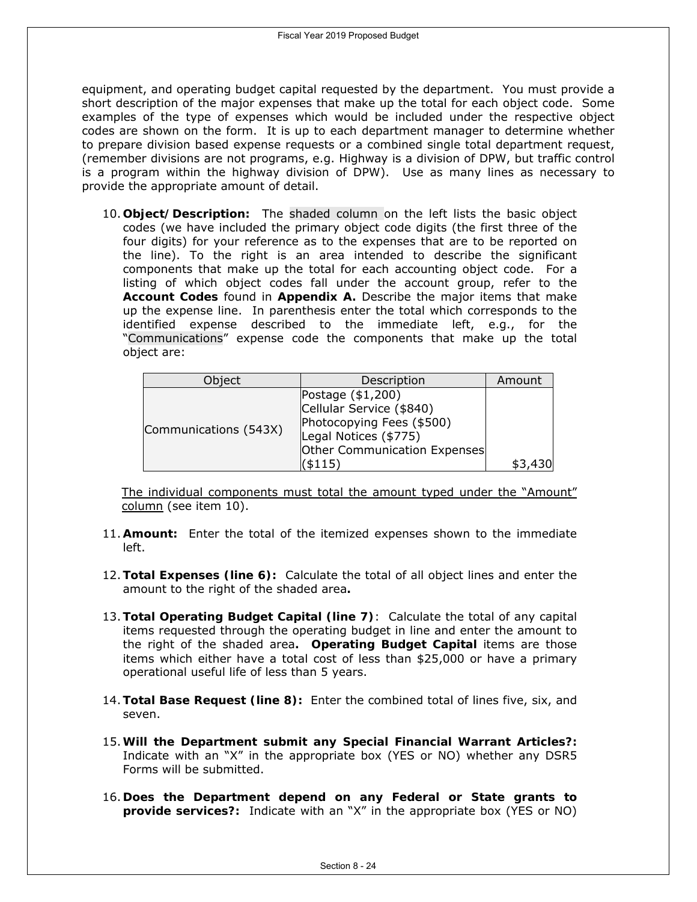equipment, and operating budget capital requested by the department. You must provide a short description of the major expenses that make up the total for each object code. Some examples of the type of expenses which would be included under the respective object codes are shown on the form. It is up to each department manager to determine whether to prepare division based expense requests or a combined single total department request, (remember divisions are not programs, e.g. Highway is a division of DPW, but traffic control is a program within the highway division of DPW). Use as many lines as necessary to provide the appropriate amount of detail.

10. **Object/Description:** The shaded column on the left lists the basic object codes (we have included the primary object code digits (the first three of the four digits) for your reference as to the expenses that are to be reported on the line). To the right is an area intended to describe the significant components that make up the total for each accounting object code. For a listing of which object codes fall under the account group, refer to the **Account Codes** found in **Appendix A.** Describe the major items that make up the expense line. In parenthesis enter the total which corresponds to the identified expense described to the immediate left, e.g., for the "Communications" expense code the components that make up the total object are:

| Object | Description | Amount |
|---|---|---|
| Communications (543X) | Postage ($1,200)<br>Cellular Service ($840)<br>Photocopying Fees ($500)<br>Legal Notices ($775)<br>Other Communication Expenses ($115) | $3,430 |

<u>The individual components must total the amount typed under the "Amount" column</u> (see item 10).

11. **Amount:** Enter the total of the itemized expenses shown to the immediate left.

12. **Total Expenses (line 6):** Calculate the total of all object lines and enter the amount to the right of the shaded area**.**

13. **Total Operating Budget Capital (line 7)**: Calculate the total of any capital items requested through the operating budget in line and enter the amount to the right of the shaded area**. Operating Budget Capital** items are those items which either have a total cost of less than $25,000 or have a primary operational useful life of less than 5 years.

14. **Total Base Request (line 8):** Enter the combined total of lines five, six, and seven.

15. **Will the Department submit any Special Financial Warrant Articles?:** Indicate with an "X" in the appropriate box (YES or NO) whether any DSR5 Forms will be submitted.

16. **Does the Department depend on any Federal or State grants to provide services?:** Indicate with an "X" in the appropriate box (YES or NO)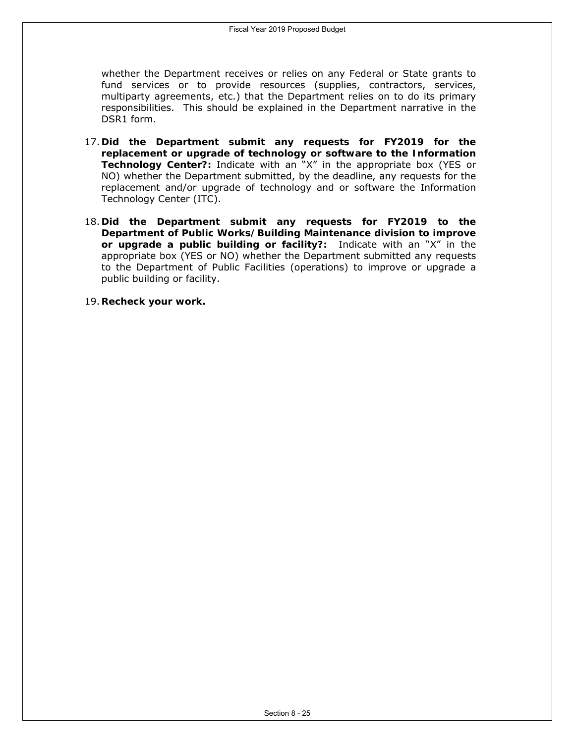whether the Department receives or relies on any Federal or State grants to fund services or to provide resources (supplies, contractors, services, multiparty agreements, etc.) that the Department relies on to do its primary responsibilities. This should be explained in the Department narrative in the DSR1 form.

17. **Did the Department submit any requests for FY2019 for the replacement or upgrade of technology or software to the Information Technology Center?:** Indicate with an "X" in the appropriate box (YES or NO) whether the Department submitted, by the deadline, any requests for the replacement and/or upgrade of technology and or software the Information Technology Center (ITC).

18. **Did the Department submit any requests for FY2019 to the Department of Public Works/Building Maintenance division to improve or upgrade a public building or facility?:** Indicate with an "X" in the appropriate box (YES or NO) whether the Department submitted any requests to the Department of Public Facilities (operations) to improve or upgrade a public building or facility.

19. **Recheck your work.**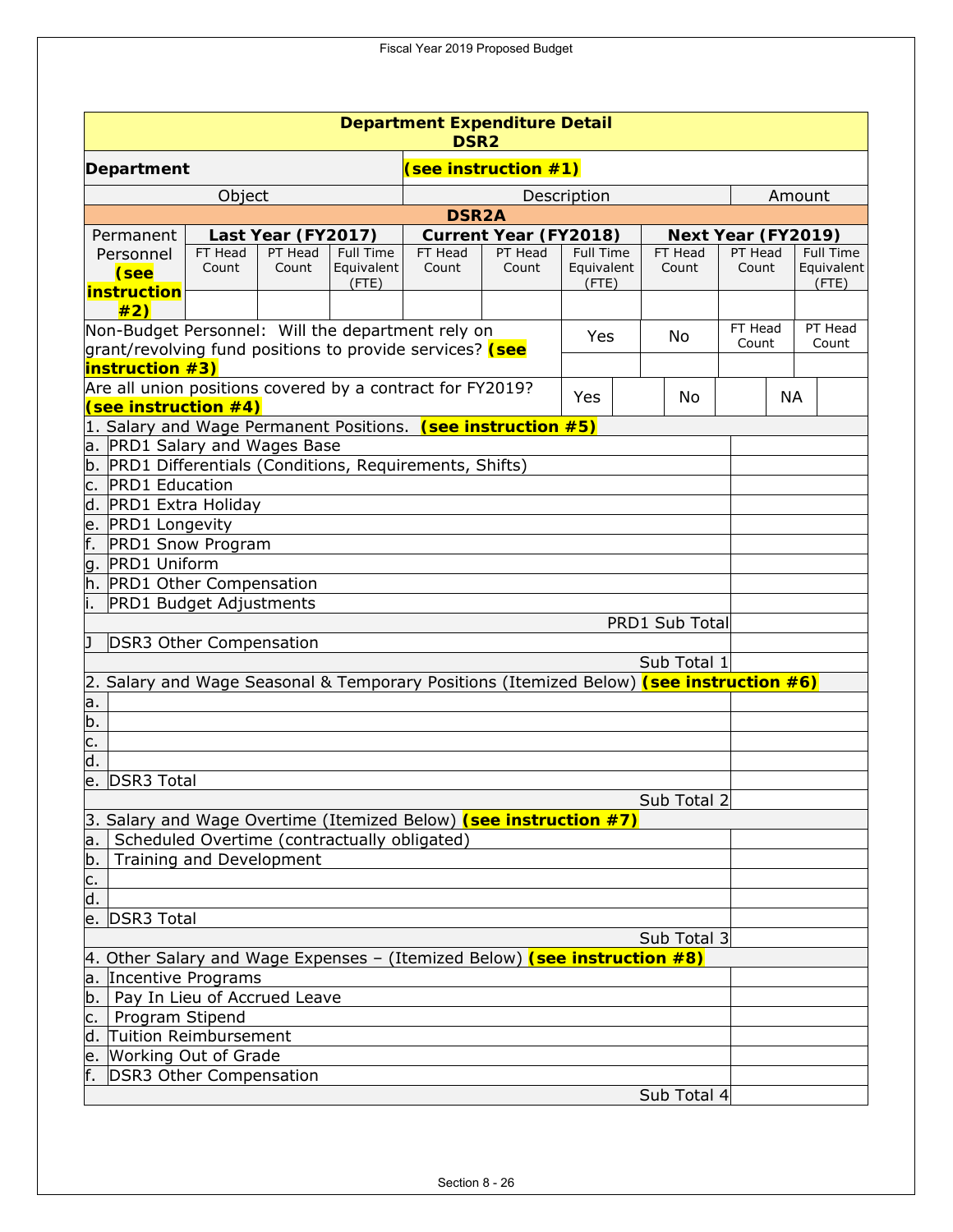Fiscal Year 2019 Proposed Budget

| Department Expenditure Detail DSR2 | | | | | | | | | |
|---|---|---|---|---|---|---|---|---|---|
| **Department** | | | | **(see instruction #1)** | | | | | |
| Object | | | | Description | | | | Amount | |
| **DSR2A** | | | | | | | | | |
| Permanent Personnel **(see instruction #2)** | **Last Year (FY2017)** | | | **Current Year (FY2018)** | | | **Next Year (FY2019)** | | |
| | FT Head Count | PT Head Count | Full Time Equivalent (FTE) | FT Head Count | PT Head Count | Full Time Equivalent (FTE) | FT Head Count | PT Head Count | Full Time Equivalent (FTE) |
| | | | | | | | | | |
| Non-Budget Personnel: Will the department rely on grant/revolving fund positions to provide services? **(see instruction #3)** | | | | | | Yes | No | FT Head Count | PT Head Count |
| | | | | | | | | | |
| Are all union positions covered by a contract for FY2019? **(see instruction #4)** | | | | | | Yes | | No | NA |

| Object / Description | Amount |
|---|---|
| 1. Salary and Wage Permanent Positions. **(see instruction #5)** | |
| a. PRD1 Salary and Wages Base | |
| b. PRD1 Differentials (Conditions, Requirements, Shifts) | |
| c. PRD1 Education | |
| d. PRD1 Extra Holiday | |
| e. PRD1 Longevity | |
| f. PRD1 Snow Program | |
| g. PRD1 Uniform | |
| h. PRD1 Other Compensation | |
| i. PRD1 Budget Adjustments | |
| PRD1 Sub Total | |
| J DSR3 Other Compensation | |
| Sub Total 1 | |
| 2. Salary and Wage Seasonal & Temporary Positions (Itemized Below) **(see instruction #6)** | |
| a. | |
| b. | |
| c. | |
| d. | |
| e. DSR3 Total | |
| Sub Total 2 | |
| 3. Salary and Wage Overtime (Itemized Below) **(see instruction #7)** | |
| a. Scheduled Overtime (contractually obligated) | |
| b. Training and Development | |
| c. | |
| d. | |
| e. DSR3 Total | |
| Sub Total 3 | |
| 4. Other Salary and Wage Expenses – (Itemized Below) **(see instruction #8)** | |
| a. Incentive Programs | |
| b. Pay In Lieu of Accrued Leave | |
| c. Program Stipend | |
| d. Tuition Reimbursement | |
| e. Working Out of Grade | |
| f. DSR3 Other Compensation | |
| Sub Total 4 | |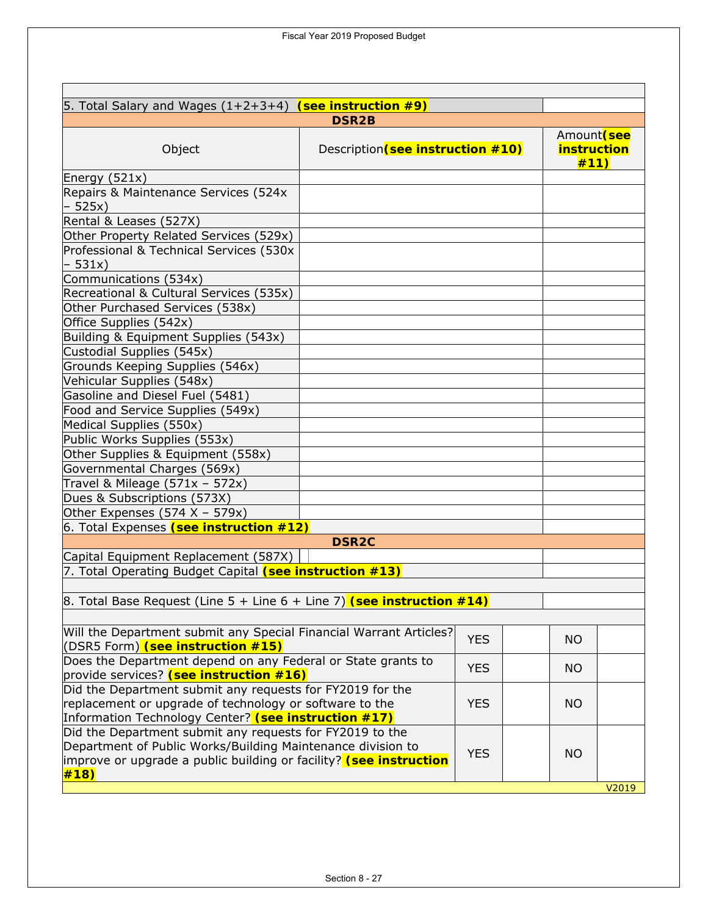| | | |
|---|---|---|
| 5. Total Salary and Wages (1+2+3+4) **(see instruction #9)** | | |
| **DSR2B** | | |
| Object | Description **(see instruction #10)** | Amount **(see instruction #11)** |
| Energy (521x) | | |
| Repairs & Maintenance Services (524x – 525x) | | |
| Rental & Leases (527X) | | |
| Other Property Related Services (529x) | | |
| Professional & Technical Services (530x – 531x) | | |
| Communications (534x) | | |
| Recreational & Cultural Services (535x) | | |
| Other Purchased Services (538x) | | |
| Office Supplies (542x) | | |
| Building & Equipment Supplies (543x) | | |
| Custodial Supplies (545x) | | |
| Grounds Keeping Supplies (546x) | | |
| Vehicular Supplies (548x) | | |
| Gasoline and Diesel Fuel (5481) | | |
| Food and Service Supplies (549x) | | |
| Medical Supplies (550x) | | |
| Public Works Supplies (553x) | | |
| Other Supplies & Equipment (558x) | | |
| Governmental Charges (569x) | | |
| Travel & Mileage (571x – 572x) | | |
| Dues & Subscriptions (573X) | | |
| Other Expenses (574 X – 579x) | | |
| 6. Total Expenses **(see instruction #12)** | | |
| **DSR2C** | | |
| Capital Equipment Replacement (587X) | | |
| 7. Total Operating Budget Capital **(see instruction #13)** | | |
| | | |
| 8. Total Base Request (Line 5 + Line 6 + Line 7) **(see instruction #14)** | | |

| Question | YES | | NO | |
|---|---|---|---|---|
| Will the Department submit any Special Financial Warrant Articles? (DSR5 Form) **(see instruction #15)** | YES | | NO | |
| Does the Department depend on any Federal or State grants to provide services? **(see instruction #16)** | YES | | NO | |
| Did the Department submit any requests for FY2019 for the replacement or upgrade of technology or software to the Information Technology Center? **(see instruction #17)** | YES | | NO | |
| Did the Department submit any requests for FY2019 to the Department of Public Works/Building Maintenance division to improve or upgrade a public building or facility? **(see instruction #18)** | YES | | NO | |

V2019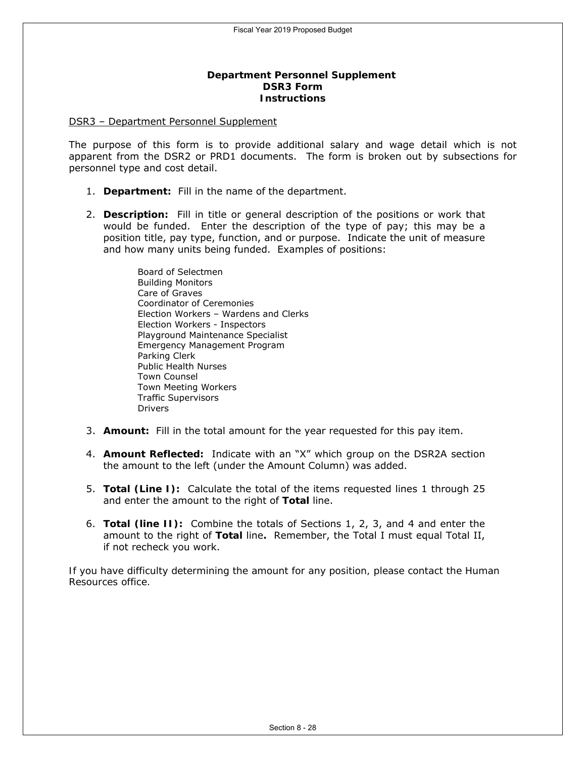# Department Personnel Supplement
## DSR3 Form
## Instructions

DSR3 – Department Personnel Supplement

The purpose of this form is to provide additional salary and wage detail which is not apparent from the DSR2 or PRD1 documents. The form is broken out by subsections for personnel type and cost detail.

1. **Department:** Fill in the name of the department.

2. **Description:** Fill in title or general description of the positions or work that would be funded. Enter the description of the type of pay; this may be a position title, pay type, function, and or purpose. Indicate the unit of measure and how many units being funded. Examples of positions:

   Board of Selectmen
   Building Monitors
   Care of Graves
   Coordinator of Ceremonies
   Election Workers – Wardens and Clerks
   Election Workers - Inspectors
   Playground Maintenance Specialist
   Emergency Management Program
   Parking Clerk
   Public Health Nurses
   Town Counsel
   Town Meeting Workers
   Traffic Supervisors
   Drivers

3. **Amount:** Fill in the total amount for the year requested for this pay item.

4. **Amount Reflected:** Indicate with an "X" which group on the DSR2A section the amount to the left (under the Amount Column) was added.

5. **Total (Line I):** Calculate the total of the items requested lines 1 through 25 and enter the amount to the right of **Total** line.

6. **Total (line II):** Combine the totals of Sections 1, 2, 3, and 4 and enter the amount to the right of **Total** line**.** Remember, the Total I must equal Total II, if not recheck you work.

If you have difficulty determining the amount for any position, please contact the Human Resources office.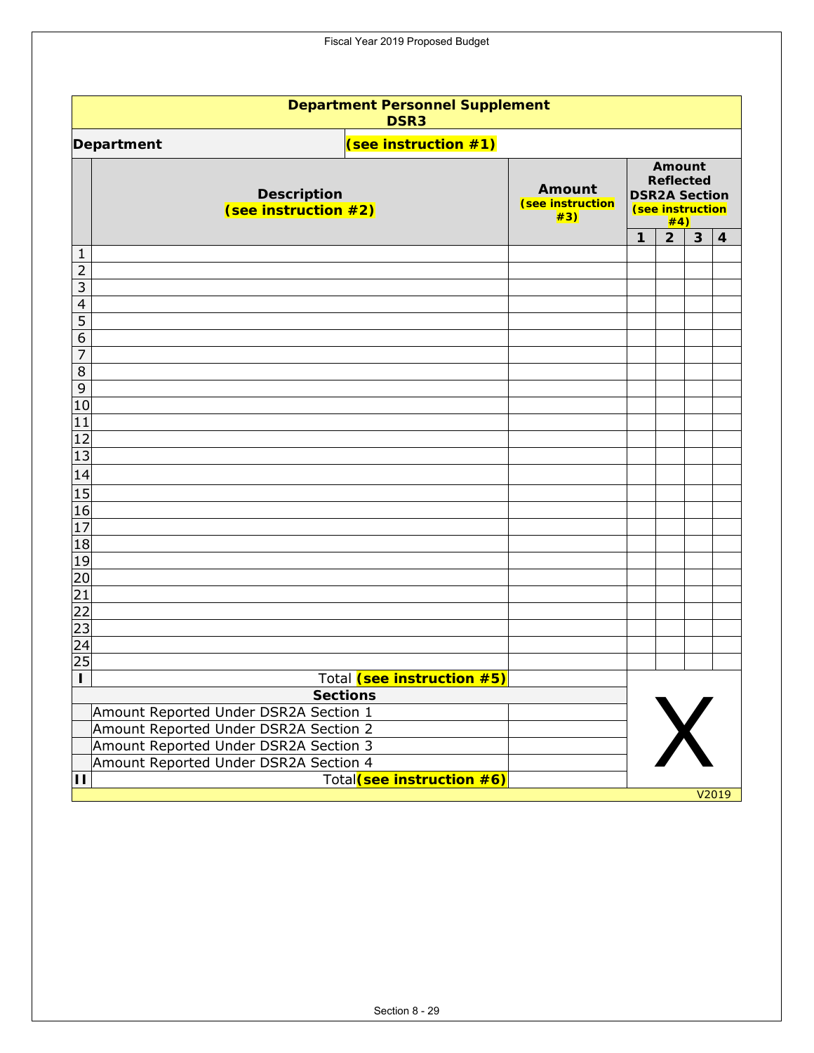## Department Personnel Supplement
### DSR3

| Department | (see instruction #1) |
|---|---|

| | Description (see instruction #2) | Amount (see instruction #3) | Amount Reflected DSR2A Section (see instruction #4) | | | |
|---|---|---|---|---|---|---|
| | | | 1 | 2 | 3 | 4 |
| 1 | | | | | | |
| 2 | | | | | | |
| 3 | | | | | | |
| 4 | | | | | | |
| 5 | | | | | | |
| 6 | | | | | | |
| 7 | | | | | | |
| 8 | | | | | | |
| 9 | | | | | | |
| 10 | | | | | | |
| 11 | | | | | | |
| 12 | | | | | | |
| 13 | | | | | | |
| 14 | | | | | | |
| 15 | | | | | | |
| 16 | | | | | | |
| 17 | | | | | | |
| 18 | | | | | | |
| 19 | | | | | | |
| 20 | | | | | | |
| 21 | | | | | | |
| 22 | | | | | | |
| 23 | | | | | | |
| 24 | | | | | | |
| 25 | | | | | | |
| I | Total (see instruction #5) | | X | | | |
| | **Sections** | | | | | |
| | Amount Reported Under DSR2A Section 1 | | | | | |
| | Amount Reported Under DSR2A Section 2 | | | | | |
| | Amount Reported Under DSR2A Section 3 | | | | | |
| | Amount Reported Under DSR2A Section 4 | | | | | |
| II | Total (see instruction #6) | | | | | |

V2019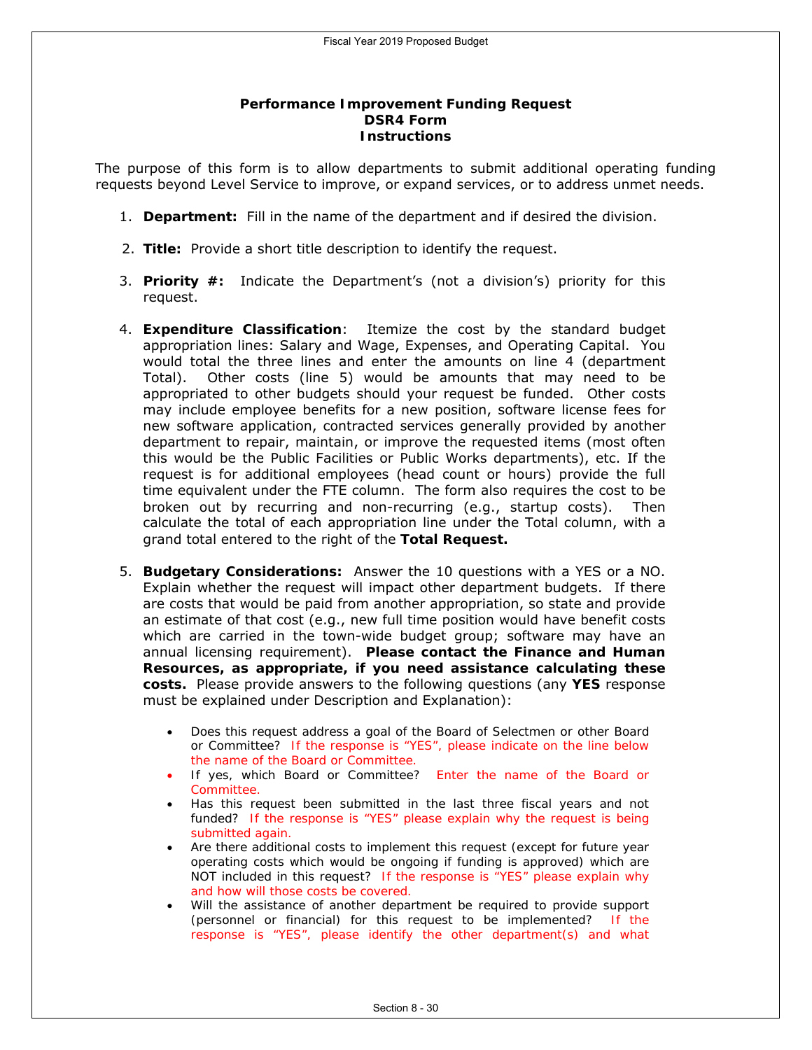# Performance Improvement Funding Request
## DSR4 Form
## Instructions

The purpose of this form is to allow departments to submit additional operating funding requests beyond Level Service to improve, or expand services, or to address unmet needs.

1. **Department:** Fill in the name of the department and if desired the division.
2. **Title:** Provide a short title description to identify the request.
3. **Priority #:** Indicate the Department's (not a division's) priority for this request.
4. **Expenditure Classification**: Itemize the cost by the standard budget appropriation lines: Salary and Wage, Expenses, and Operating Capital. You would total the three lines and enter the amounts on line 4 (department Total). Other costs (line 5) would be amounts that may need to be appropriated to other budgets should your request be funded. Other costs may include employee benefits for a new position, software license fees for new software application, contracted services generally provided by another department to repair, maintain, or improve the requested items (most often this would be the Public Facilities or Public Works departments), etc. If the request is for additional employees (head count or hours) provide the full time equivalent under the FTE column. The form also requires the cost to be broken out by recurring and non-recurring (e.g., startup costs). Then calculate the total of each appropriation line under the Total column, with a grand total entered to the right of the **Total Request.**
5. **Budgetary Considerations:** Answer the 10 questions with a YES or a NO. Explain whether the request will impact other department budgets. If there are costs that would be paid from another appropriation, so state and provide an estimate of that cost (e.g., new full time position would have benefit costs which are carried in the town-wide budget group; software may have an annual licensing requirement). **Please contact the Finance and Human Resources, as appropriate, if you need assistance calculating these costs.** Please provide answers to the following questions (any **YES** response must be explained under Description and Explanation):
   - Does this request address a goal of the Board of Selectmen or other Board or Committee? If the response is "YES", please indicate on the line below the name of the Board or Committee.
   - If yes, which Board or Committee? Enter the name of the Board or Committee.
   - Has this request been submitted in the last three fiscal years and not funded? If the response is "YES" please explain why the request is being submitted again.
   - Are there additional costs to implement this request (except for future year operating costs which would be ongoing if funding is approved) which are NOT included in this request? If the response is "YES" please explain why and how will those costs be covered.
   - Will the assistance of another department be required to provide support (personnel or financial) for this request to be implemented? If the response is "YES", please identify the other department(s) and what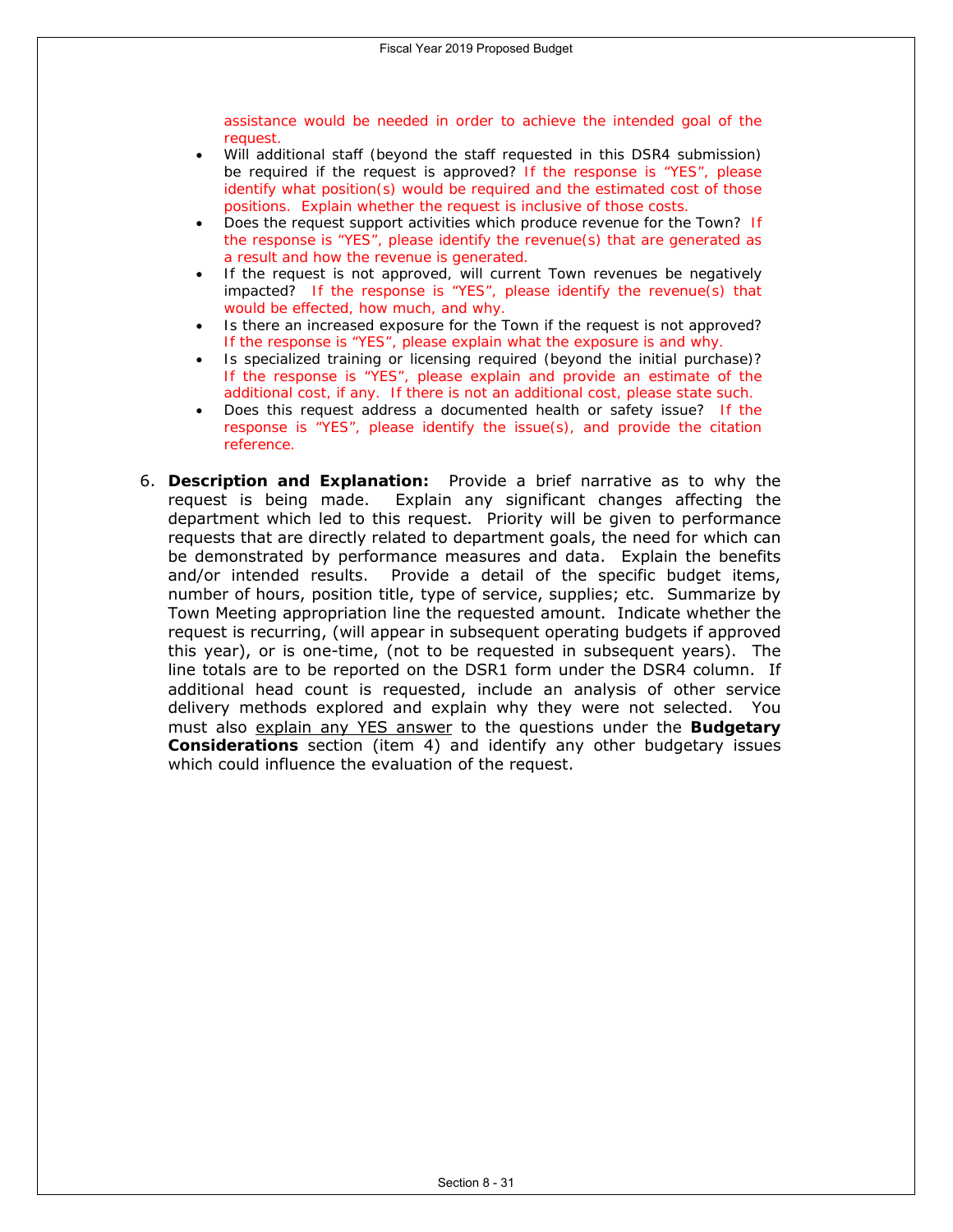assistance would be needed in order to achieve the intended goal of the request.

- Will additional staff (beyond the staff requested in this DSR4 submission) be required if the request is approved? If the response is "YES", please identify what position(s) would be required and the estimated cost of those positions. Explain whether the request is inclusive of those costs.
- Does the request support activities which produce revenue for the Town? If the response is "YES", please identify the revenue(s) that are generated as a result and how the revenue is generated.
- If the request is not approved, will current Town revenues be negatively impacted? If the response is "YES", please identify the revenue(s) that would be effected, how much, and why.
- Is there an increased exposure for the Town if the request is not approved? If the response is "YES", please explain what the exposure is and why.
- Is specialized training or licensing required (beyond the initial purchase)? If the response is "YES", please explain and provide an estimate of the additional cost, if any. If there is not an additional cost, please state such.
- Does this request address a documented health or safety issue? If the response is "YES", please identify the issue(s), and provide the citation reference.

6. **Description and Explanation:** Provide a brief narrative as to why the request is being made. Explain any significant changes affecting the department which led to this request. Priority will be given to performance requests that are directly related to department goals, the need for which can be demonstrated by performance measures and data. Explain the benefits and/or intended results. Provide a detail of the specific budget items, number of hours, position title, type of service, supplies; etc. Summarize by Town Meeting appropriation line the requested amount. Indicate whether the request is recurring, (will appear in subsequent operating budgets if approved this year), or is one-time, (not to be requested in subsequent years). The line totals are to be reported on the DSR1 form under the DSR4 column. If additional head count is requested, include an analysis of other service delivery methods explored and explain why they were not selected. You must also explain any YES answer to the questions under the **Budgetary Considerations** section (item 4) and identify any other budgetary issues which could influence the evaluation of the request.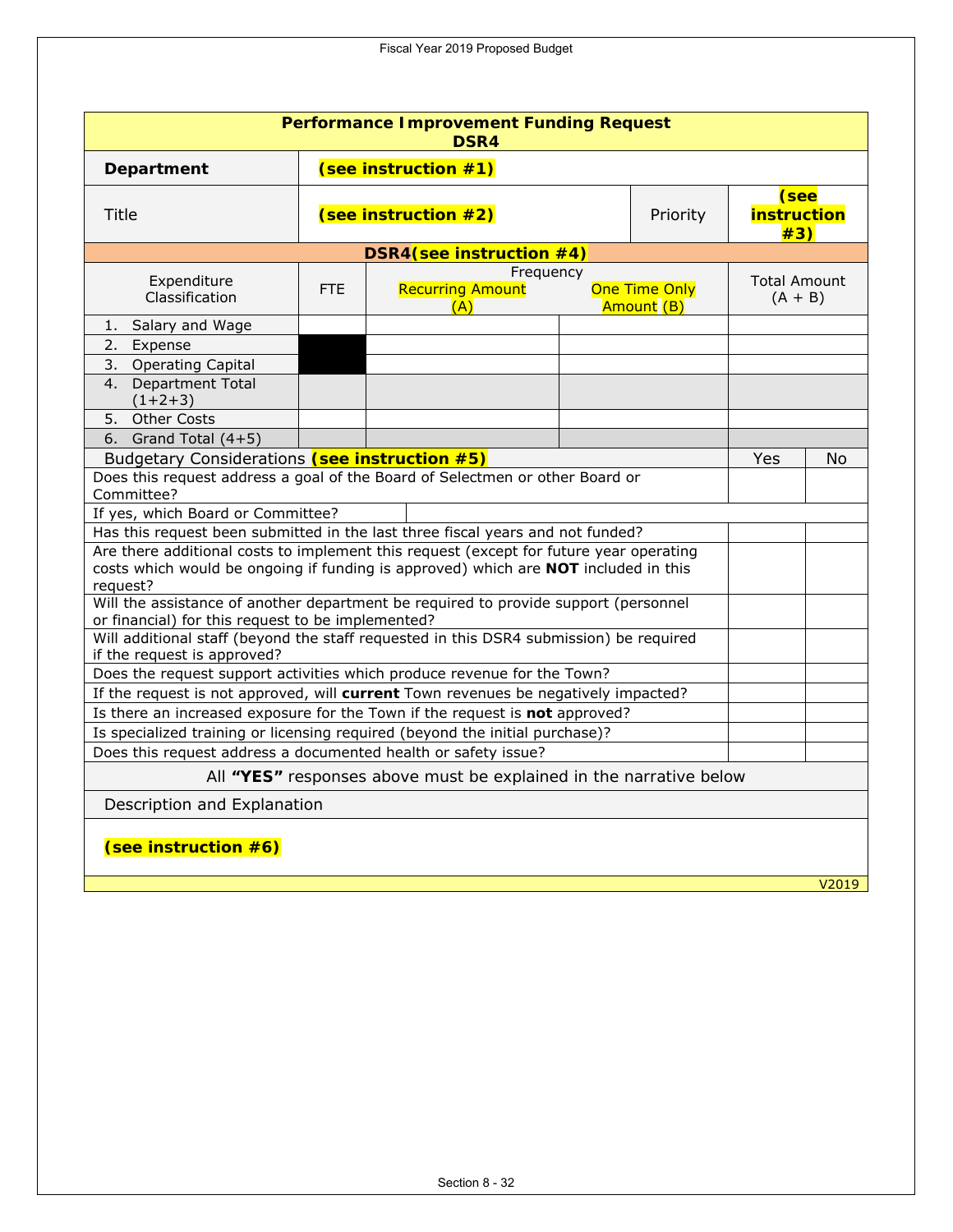| **Performance Improvement Funding Request DSR4** | | | | | |
|---|---|---|---|---|---|
| **Department** | **(see instruction #1)** | | | | |
| Title | **(see instruction #2)** | | Priority | **(see instruction #3)** | |
| **DSR4(see instruction #4)** | | | | | |
| Expenditure Classification | FTE | Frequency Recurring Amount (A) | One Time Only Amount (B) | Total Amount (A + B) | |
| 1. Salary and Wage | | | | | |
| 2. Expense | | | | | |
| 3. Operating Capital | | | | | |
| 4. Department Total (1+2+3) | | | | | |
| 5. Other Costs | | | | | |
| 6. Grand Total (4+5) | | | | | |

| Budgetary Considerations **(see instruction #5)** | Yes | No |
|---|---|---|
| Does this request address a goal of the Board of Selectmen or other Board or Committee? | | |
| If yes, which Board or Committee? | | |
| Has this request been submitted in the last three fiscal years and not funded? | | |
| Are there additional costs to implement this request (except for future year operating costs which would be ongoing if funding is approved) which are **NOT** included in this request? | | |
| Will the assistance of another department be required to provide support (personnel or financial) for this request to be implemented? | | |
| Will additional staff (beyond the staff requested in this DSR4 submission) be required if the request is approved? | | |
| Does the request support activities which produce revenue for the Town? | | |
| If the request is not approved, will **current** Town revenues be negatively impacted? | | |
| Is there an increased exposure for the Town if the request is **not** approved? | | |
| Is specialized training or licensing required (beyond the initial purchase)? | | |
| Does this request address a documented health or safety issue? | | |

All **"YES"** responses above must be explained in the narrative below

Description and Explanation

**(see instruction #6)**

V2019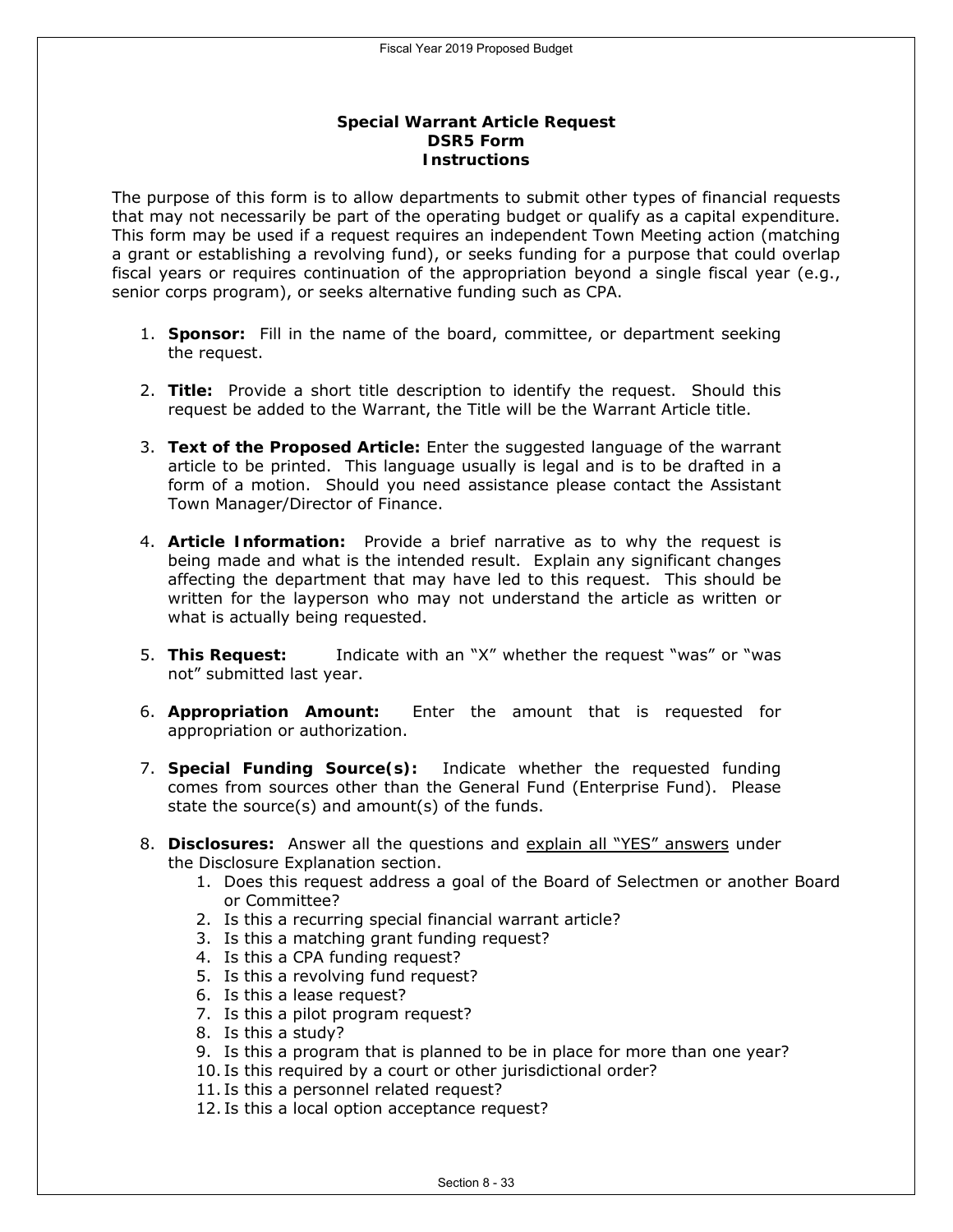**Special Warrant Article Request**
**DSR5 Form**
**Instructions**

The purpose of this form is to allow departments to submit other types of financial requests that may not necessarily be part of the operating budget or qualify as a capital expenditure. This form may be used if a request requires an independent Town Meeting action (matching a grant or establishing a revolving fund), or seeks funding for a purpose that could overlap fiscal years or requires continuation of the appropriation beyond a single fiscal year (e.g., senior corps program), or seeks alternative funding such as CPA.

1. **Sponsor:** Fill in the name of the board, committee, or department seeking the request.
2. **Title:** Provide a short title description to identify the request. Should this request be added to the Warrant, the Title will be the Warrant Article title.
3. **Text of the Proposed Article:** Enter the suggested language of the warrant article to be printed. This language usually is legal and is to be drafted in a form of a motion. Should you need assistance please contact the Assistant Town Manager/Director of Finance.
4. **Article Information:** Provide a brief narrative as to why the request is being made and what is the intended result. Explain any significant changes affecting the department that may have led to this request. This should be written for the layperson who may not understand the article as written or what is actually being requested.
5. **This Request:** Indicate with an "X" whether the request "was" or "was not" submitted last year.
6. **Appropriation Amount:** Enter the amount that is requested for appropriation or authorization.
7. **Special Funding Source(s):** Indicate whether the requested funding comes from sources other than the General Fund (Enterprise Fund). Please state the source(s) and amount(s) of the funds.
8. **Disclosures:** Answer all the questions and <u>explain all "YES" answers</u> under the Disclosure Explanation section.
   1. Does this request address a goal of the Board of Selectmen or another Board or Committee?
   2. Is this a recurring special financial warrant article?
   3. Is this a matching grant funding request?
   4. Is this a CPA funding request?
   5. Is this a revolving fund request?
   6. Is this a lease request?
   7. Is this a pilot program request?
   8. Is this a study?
   9. Is this a program that is planned to be in place for more than one year?
   10. Is this required by a court or other jurisdictional order?
   11. Is this a personnel related request?
   12. Is this a local option acceptance request?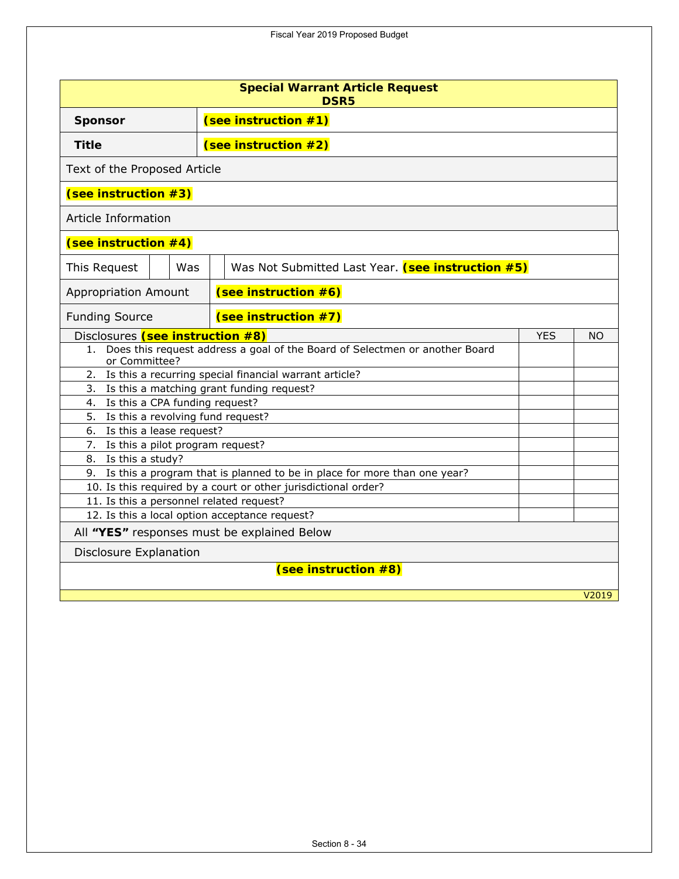## Special Warrant Article Request
### DSR5

| | |
|---|---|
| **Sponsor** | **(see instruction #1)** |
| **Title** | **(see instruction #2)** |

Text of the Proposed Article

**(see instruction #3)**

Article Information

**(see instruction #4)**

| This Request | | Was | | Was Not Submitted Last Year. **(see instruction #5)** |
|---|---|---|---|---|

| | |
|---|---|
| Appropriation Amount | **(see instruction #6)** |
| Funding Source | **(see instruction #7)** |

| Disclosures **(see instruction #8)** | YES | NO |
|---|---|---|
| 1. Does this request address a goal of the Board of Selectmen or another Board or Committee? | | |
| 2. Is this a recurring special financial warrant article? | | |
| 3. Is this a matching grant funding request? | | |
| 4. Is this a CPA funding request? | | |
| 5. Is this a revolving fund request? | | |
| 6. Is this a lease request? | | |
| 7. Is this a pilot program request? | | |
| 8. Is this a study? | | |
| 9. Is this a program that is planned to be in place for more than one year? | | |
| 10. Is this required by a court or other jurisdictional order? | | |
| 11. Is this a personnel related request? | | |
| 12. Is this a local option acceptance request? | | |

All **"YES"** responses must be explained Below

Disclosure Explanation

**(see instruction #8)**

V2019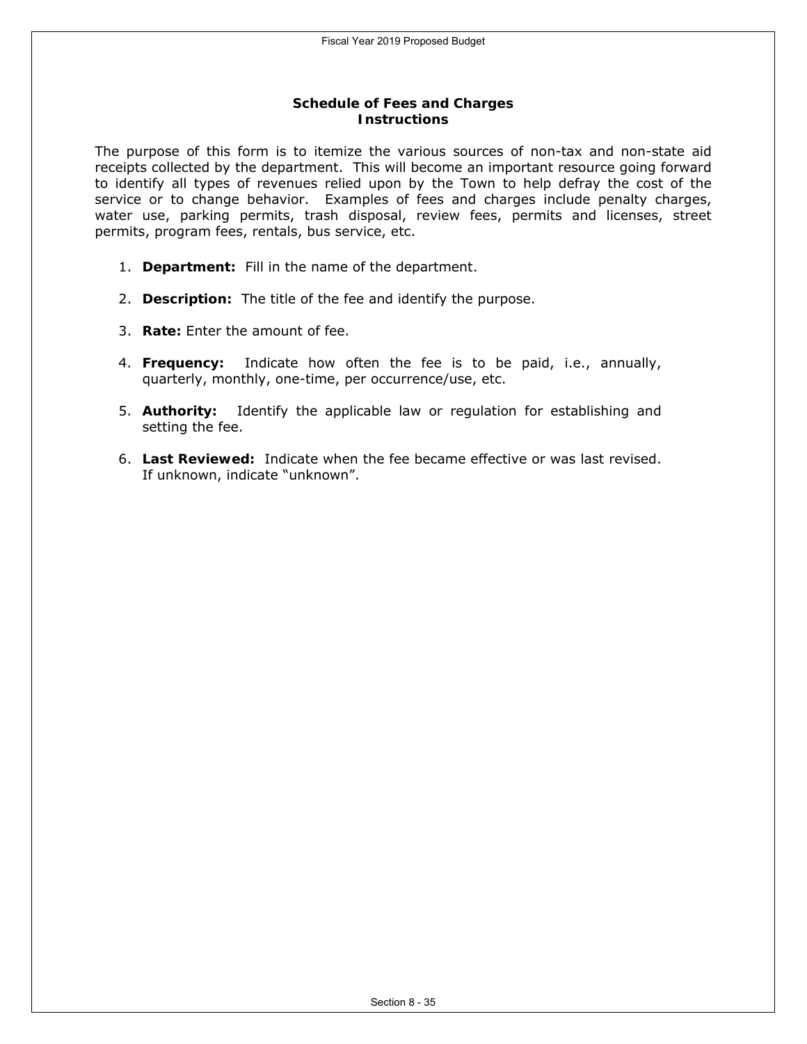## Schedule of Fees and Charges
### Instructions

The purpose of this form is to itemize the various sources of non-tax and non-state aid receipts collected by the department. This will become an important resource going forward to identify all types of revenues relied upon by the Town to help defray the cost of the service or to change behavior. Examples of fees and charges include penalty charges, water use, parking permits, trash disposal, review fees, permits and licenses, street permits, program fees, rentals, bus service, etc.

1. **Department:** Fill in the name of the department.
2. **Description:** The title of the fee and identify the purpose.
3. **Rate:** Enter the amount of fee.
4. **Frequency:** Indicate how often the fee is to be paid, i.e., annually, quarterly, monthly, one-time, per occurrence/use, etc.
5. **Authority:** Identify the applicable law or regulation for establishing and setting the fee.
6. **Last Reviewed:** Indicate when the fee became effective or was last revised. If unknown, indicate "unknown".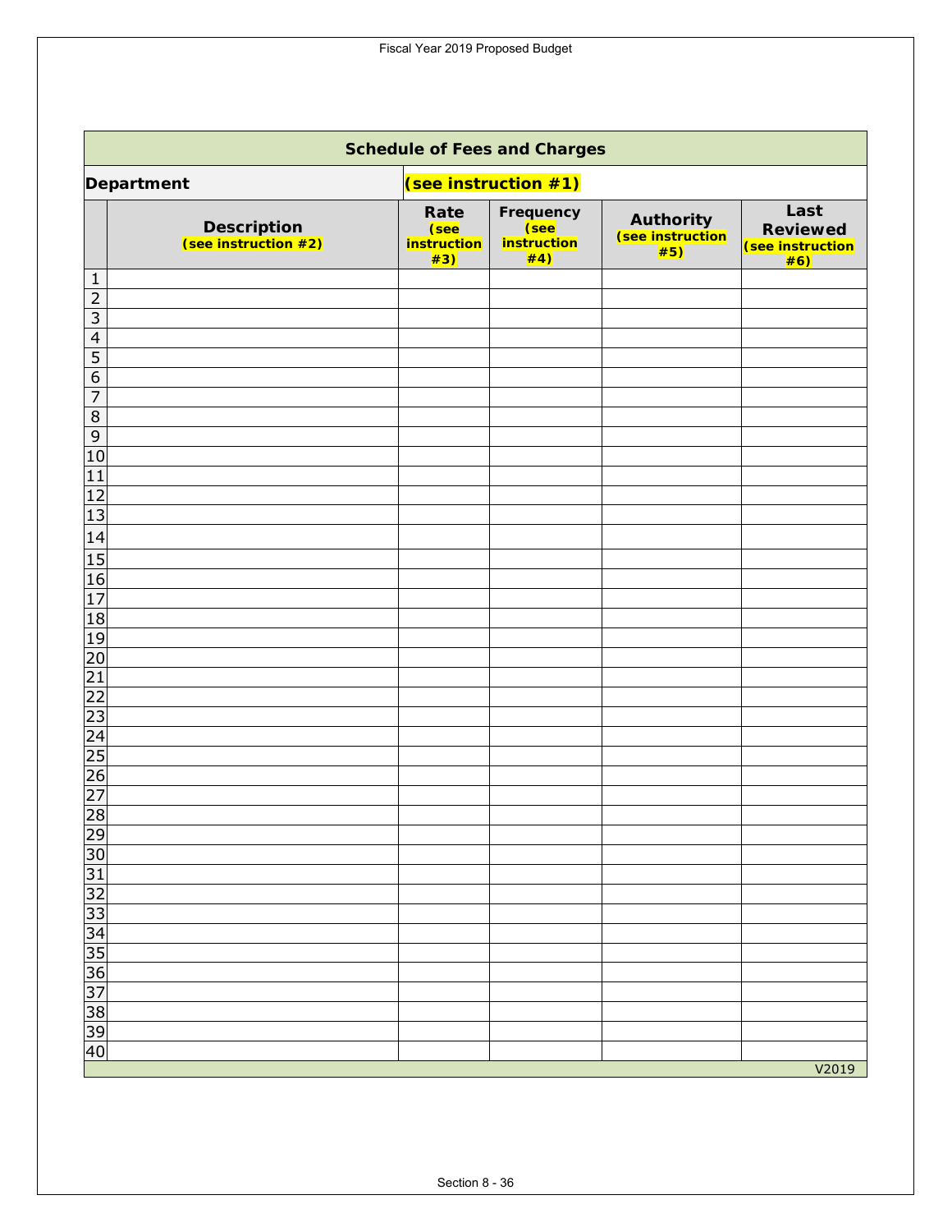## Schedule of Fees and Charges

| Department | (see instruction #1) |
|---|---|

| | Description (see instruction #2) | Rate (see instruction #3) | Frequency (see instruction #4) | Authority (see instruction #5) | Last Reviewed (see instruction #6) |
|---|---|---|---|---|---|
| 1 | | | | | |
| 2 | | | | | |
| 3 | | | | | |
| 4 | | | | | |
| 5 | | | | | |
| 6 | | | | | |
| 7 | | | | | |
| 8 | | | | | |
| 9 | | | | | |
| 10 | | | | | |
| 11 | | | | | |
| 12 | | | | | |
| 13 | | | | | |
| 14 | | | | | |
| 15 | | | | | |
| 16 | | | | | |
| 17 | | | | | |
| 18 | | | | | |
| 19 | | | | | |
| 20 | | | | | |
| 21 | | | | | |
| 22 | | | | | |
| 23 | | | | | |
| 24 | | | | | |
| 25 | | | | | |
| 26 | | | | | |
| 27 | | | | | |
| 28 | | | | | |
| 29 | | | | | |
| 30 | | | | | |
| 31 | | | | | |
| 32 | | | | | |
| 33 | | | | | |
| 34 | | | | | |
| 35 | | | | | |
| 36 | | | | | |
| 37 | | | | | |
| 38 | | | | | |
| 39 | | | | | |
| 40 | | | | | |

V2019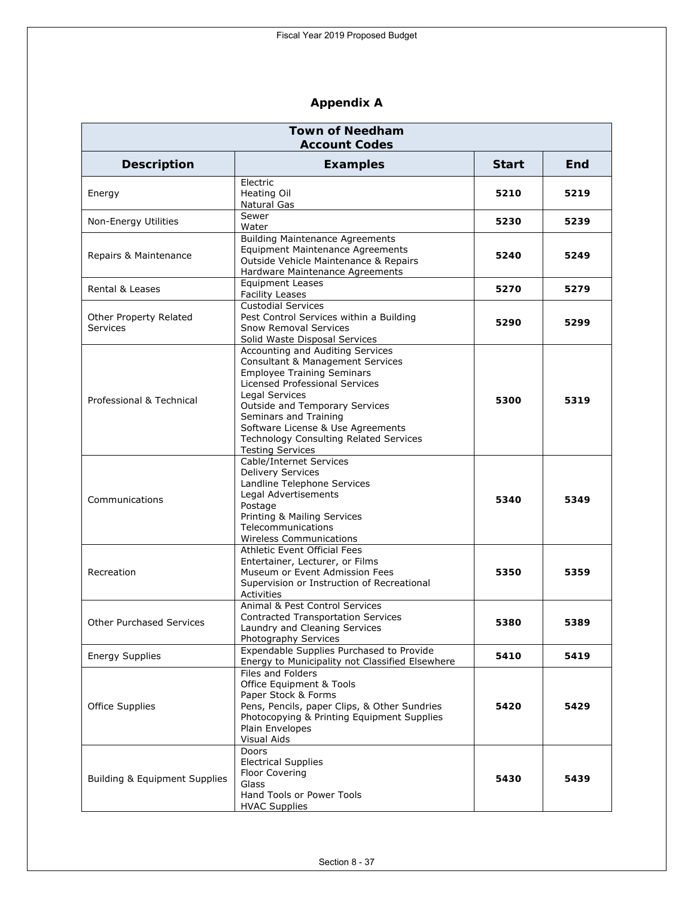## Appendix A

| Town of Needham Account Codes | | | |
|---|---|---|---|
| **Description** | **Examples** | **Start** | **End** |
| Energy | Electric<br>Heating Oil<br>Natural Gas | **5210** | **5219** |
| Non-Energy Utilities | Sewer<br>Water | **5230** | **5239** |
| Repairs & Maintenance | Building Maintenance Agreements<br>Equipment Maintenance Agreements<br>Outside Vehicle Maintenance & Repairs<br>Hardware Maintenance Agreements | **5240** | **5249** |
| Rental & Leases | Equipment Leases<br>Facility Leases | **5270** | **5279** |
| Other Property Related Services | Custodial Services<br>Pest Control Services within a Building<br>Snow Removal Services<br>Solid Waste Disposal Services | **5290** | **5299** |
| Professional & Technical | Accounting and Auditing Services<br>Consultant & Management Services<br>Employee Training Seminars<br>Licensed Professional Services<br>Legal Services<br>Outside and Temporary Services<br>Seminars and Training<br>Software License & Use Agreements<br>Technology Consulting Related Services<br>Testing Services | **5300** | **5319** |
| Communications | Cable/Internet Services<br>Delivery Services<br>Landline Telephone Services<br>Legal Advertisements<br>Postage<br>Printing & Mailing Services<br>Telecommunications<br>Wireless Communications | **5340** | **5349** |
| Recreation | Athletic Event Official Fees<br>Entertainer, Lecturer, or Films<br>Museum or Event Admission Fees<br>Supervision or Instruction of Recreational Activities | **5350** | **5359** |
| Other Purchased Services | Animal & Pest Control Services<br>Contracted Transportation Services<br>Laundry and Cleaning Services<br>Photography Services | **5380** | **5389** |
| Energy Supplies | Expendable Supplies Purchased to Provide Energy to Municipality not Classified Elsewhere | **5410** | **5419** |
| Office Supplies | Files and Folders<br>Office Equipment & Tools<br>Paper Stock & Forms<br>Pens, Pencils, paper Clips, & Other Sundries<br>Photocopying & Printing Equipment Supplies<br>Plain Envelopes<br>Visual Aids | **5420** | **5429** |
| Building & Equipment Supplies | Doors<br>Electrical Supplies<br>Floor Covering<br>Glass<br>Hand Tools or Power Tools<br>HVAC Supplies | **5430** | **5439** |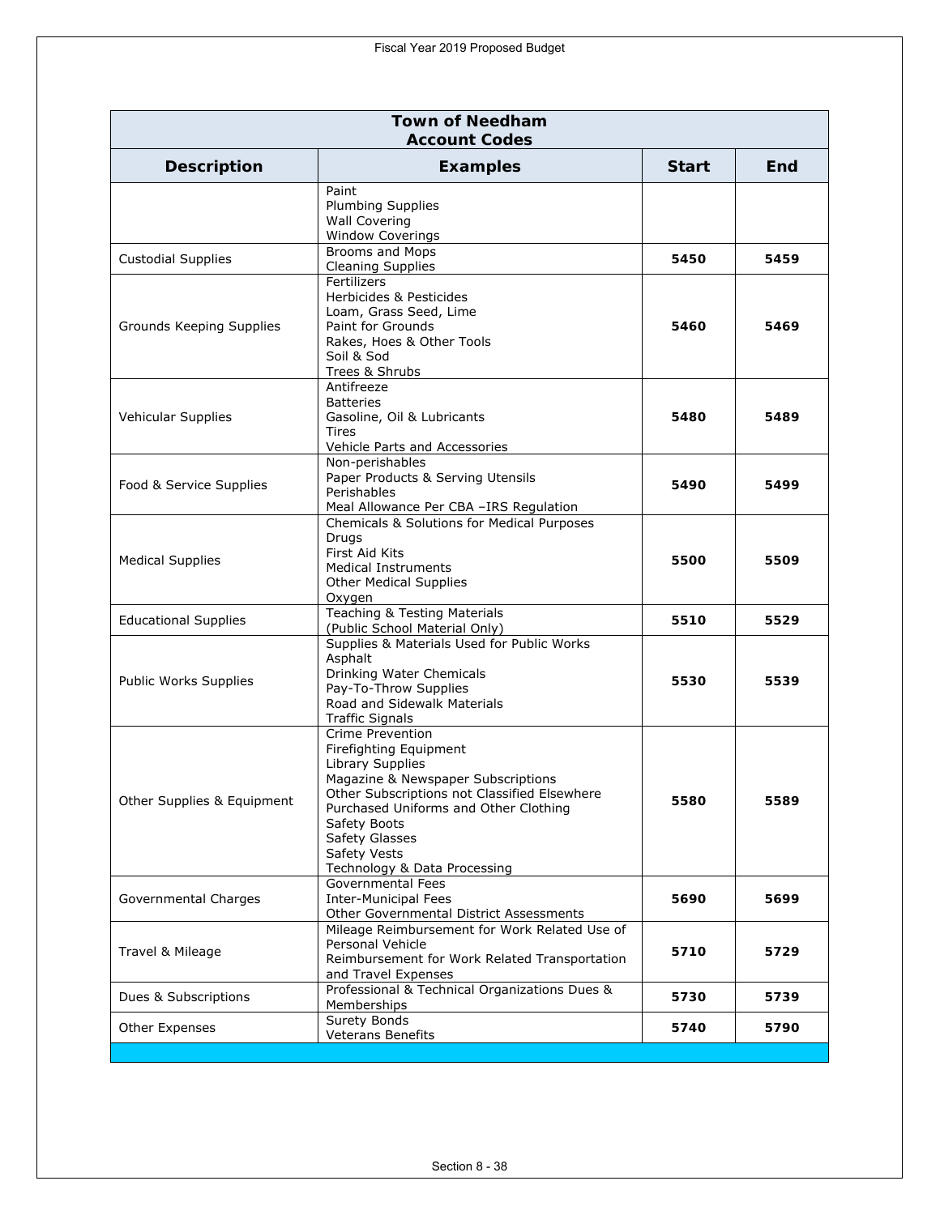| Town of Needham Account Codes | | | |
|---|---|---|---|
| **Description** | **Examples** | **Start** | **End** |
| | Paint<br>Plumbing Supplies<br>Wall Covering<br>Window Coverings | | |
| Custodial Supplies | Brooms and Mops<br>Cleaning Supplies | **5450** | **5459** |
| Grounds Keeping Supplies | Fertilizers<br>Herbicides & Pesticides<br>Loam, Grass Seed, Lime<br>Paint for Grounds<br>Rakes, Hoes & Other Tools<br>Soil & Sod<br>Trees & Shrubs | **5460** | **5469** |
| Vehicular Supplies | Antifreeze<br>Batteries<br>Gasoline, Oil & Lubricants<br>Tires<br>Vehicle Parts and Accessories | **5480** | **5489** |
| Food & Service Supplies | Non-perishables<br>Paper Products & Serving Utensils<br>Perishables<br>Meal Allowance Per CBA –IRS Regulation | **5490** | **5499** |
| Medical Supplies | Chemicals & Solutions for Medical Purposes<br>Drugs<br>First Aid Kits<br>Medical Instruments<br>Other Medical Supplies<br>Oxygen | **5500** | **5509** |
| Educational Supplies | Teaching & Testing Materials<br>(Public School Material Only) | **5510** | **5529** |
| Public Works Supplies | Supplies & Materials Used for Public Works<br>Asphalt<br>Drinking Water Chemicals<br>Pay-To-Throw Supplies<br>Road and Sidewalk Materials<br>Traffic Signals | **5530** | **5539** |
| Other Supplies & Equipment | Crime Prevention<br>Firefighting Equipment<br>Library Supplies<br>Magazine & Newspaper Subscriptions<br>Other Subscriptions not Classified Elsewhere<br>Purchased Uniforms and Other Clothing<br>Safety Boots<br>Safety Glasses<br>Safety Vests<br>Technology & Data Processing | **5580** | **5589** |
| Governmental Charges | Governmental Fees<br>Inter-Municipal Fees<br>Other Governmental District Assessments | **5690** | **5699** |
| Travel & Mileage | Mileage Reimbursement for Work Related Use of Personal Vehicle<br>Reimbursement for Work Related Transportation and Travel Expenses | **5710** | **5729** |
| Dues & Subscriptions | Professional & Technical Organizations Dues & Memberships | **5730** | **5739** |
| Other Expenses | Surety Bonds<br>Veterans Benefits | **5740** | **5790** |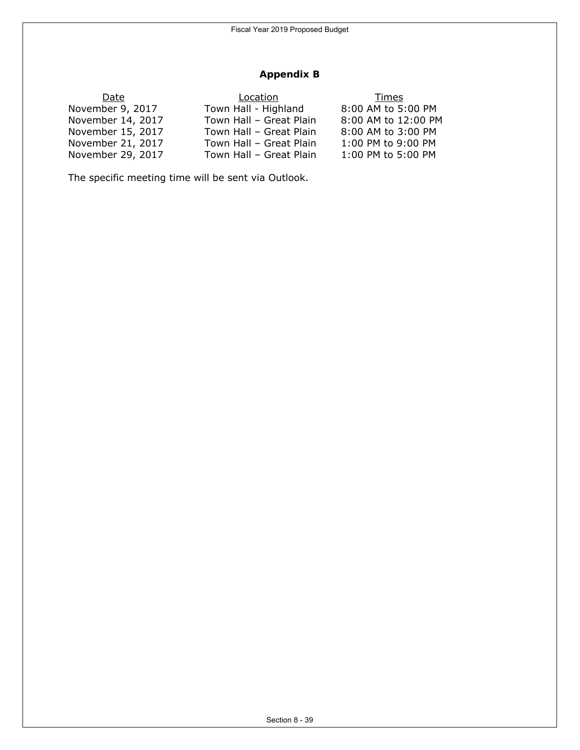## Appendix B

| Date | Location | Times |
|---|---|---|
| November 9, 2017 | Town Hall - Highland | 8:00 AM to 5:00 PM |
| November 14, 2017 | Town Hall – Great Plain | 8:00 AM to 12:00 PM |
| November 15, 2017 | Town Hall – Great Plain | 8:00 AM to 3:00 PM |
| November 21, 2017 | Town Hall – Great Plain | 1:00 PM to 9:00 PM |
| November 29, 2017 | Town Hall – Great Plain | 1:00 PM to 5:00 PM |

The specific meeting time will be sent via Outlook.